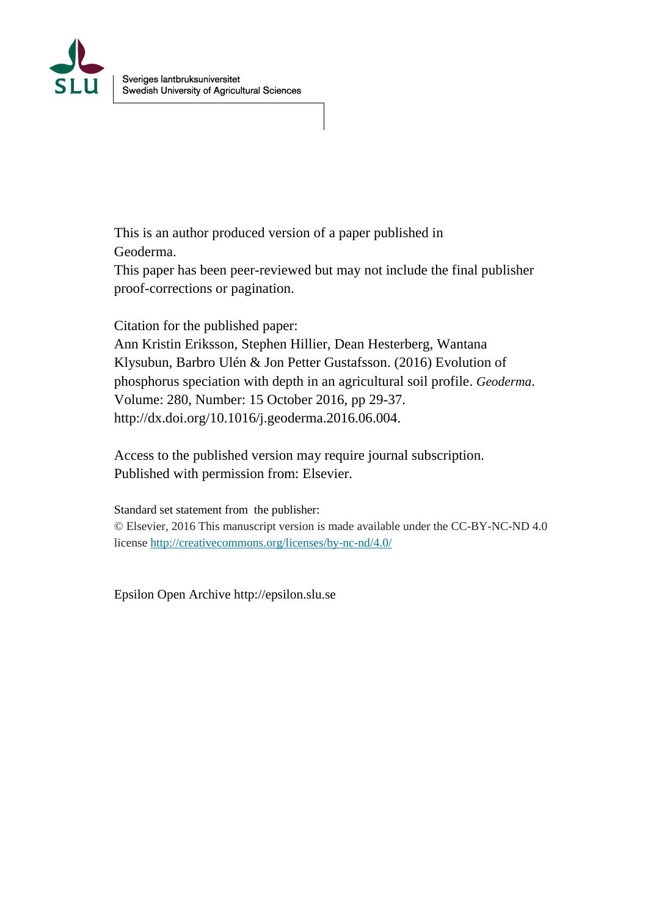Sveriges lantbruksuniversitet
Swedish University of Agricultural Sciences

This is an author produced version of a paper published in Geoderma.
This paper has been peer-reviewed but may not include the final publisher proof-corrections or pagination.

Citation for the published paper:
Ann Kristin Eriksson, Stephen Hillier, Dean Hesterberg, Wantana Klysubun, Barbro Ulén & Jon Petter Gustafsson. (2016) Evolution of phosphorus speciation with depth in an agricultural soil profile. *Geoderma*. Volume: 280, Number: 15 October 2016, pp 29-37.
http://dx.doi.org/10.1016/j.geoderma.2016.06.004.

Access to the published version may require journal subscription.
Published with permission from: Elsevier.

Standard set statement from the publisher:
© Elsevier, 2016 This manuscript version is made available under the CC-BY-NC-ND 4.0 license http://creativecommons.org/licenses/by-nc-nd/4.0/

Epsilon Open Archive http://epsilon.slu.se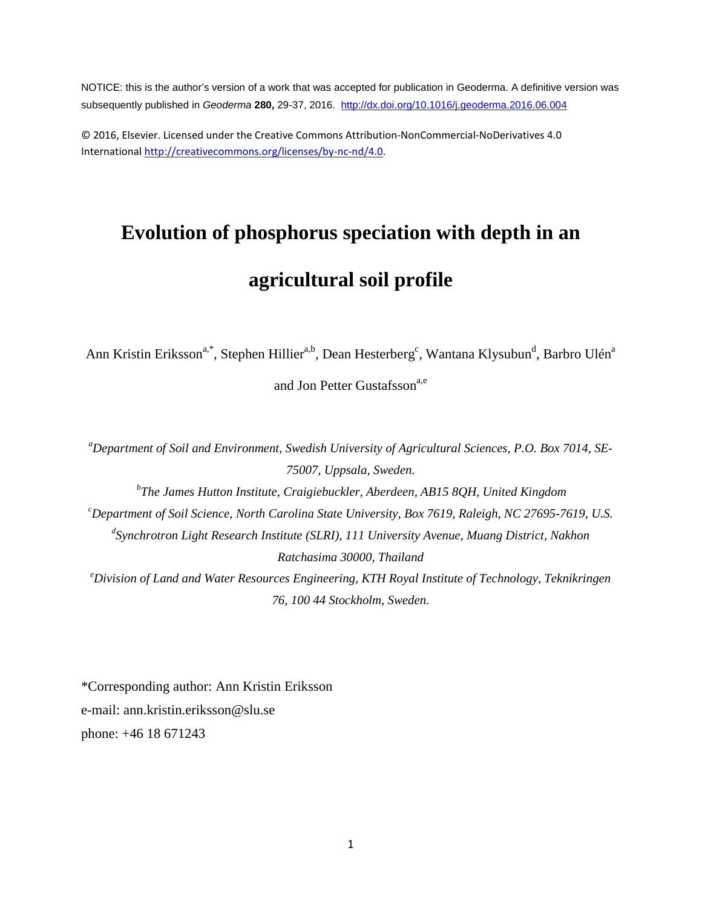NOTICE: this is the author's version of a work that was accepted for publication in Geoderma. A definitive version was subsequently published in *Geoderma* **280,** 29-37, 2016. http://dx.doi.org/10.1016/j.geoderma.2016.06.004

© 2016, Elsevier. Licensed under the Creative Commons Attribution-NonCommercial-NoDerivatives 4.0 International http://creativecommons.org/licenses/by-nc-nd/4.0.

# Evolution of phosphorus speciation with depth in an agricultural soil profile

Ann Kristin Eriksson[a,*], Stephen Hillier[a,b], Dean Hesterberg[c], Wantana Klysubun[d], Barbro Ulén[a] and Jon Petter Gustafsson[a,e]

[a]*Department of Soil and Environment, Swedish University of Agricultural Sciences, P.O. Box 7014, SE-75007, Uppsala, Sweden.*

[b]*The James Hutton Institute, Craigiebuckler, Aberdeen, AB15 8QH, United Kingdom*

[c]*Department of Soil Science, North Carolina State University, Box 7619, Raleigh, NC 27695-7619, U.S.*

[d]*Synchrotron Light Research Institute (SLRI), 111 University Avenue, Muang District, Nakhon Ratchasima 30000, Thailand*

[e]*Division of Land and Water Resources Engineering, KTH Royal Institute of Technology, Teknikringen 76, 100 44 Stockholm, Sweden.*

*Corresponding author: Ann Kristin Eriksson
e-mail: ann.kristin.eriksson@slu.se
phone: +46 18 671243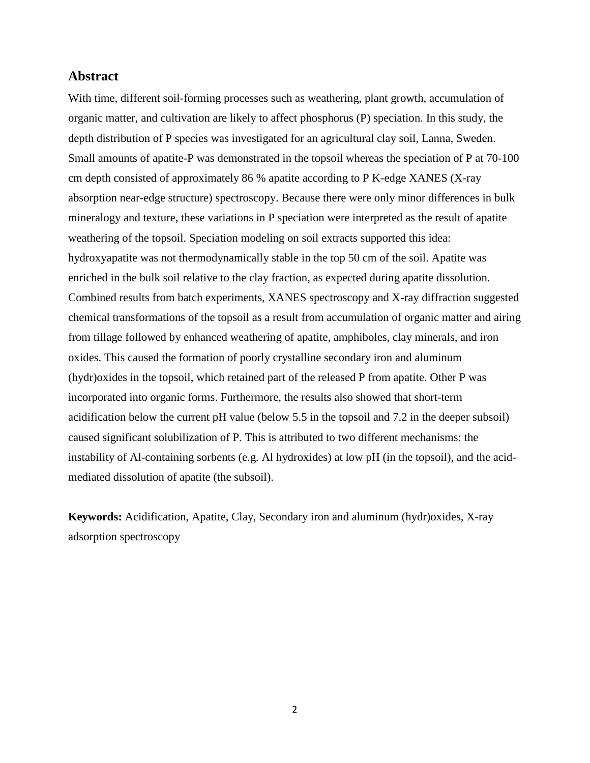## Abstract

With time, different soil-forming processes such as weathering, plant growth, accumulation of organic matter, and cultivation are likely to affect phosphorus (P) speciation. In this study, the depth distribution of P species was investigated for an agricultural clay soil, Lanna, Sweden. Small amounts of apatite-P was demonstrated in the topsoil whereas the speciation of P at 70-100 cm depth consisted of approximately 86 % apatite according to P K-edge XANES (X-ray absorption near-edge structure) spectroscopy. Because there were only minor differences in bulk mineralogy and texture, these variations in P speciation were interpreted as the result of apatite weathering of the topsoil. Speciation modeling on soil extracts supported this idea: hydroxyapatite was not thermodynamically stable in the top 50 cm of the soil. Apatite was enriched in the bulk soil relative to the clay fraction, as expected during apatite dissolution. Combined results from batch experiments, XANES spectroscopy and X-ray diffraction suggested chemical transformations of the topsoil as a result from accumulation of organic matter and airing from tillage followed by enhanced weathering of apatite, amphiboles, clay minerals, and iron oxides. This caused the formation of poorly crystalline secondary iron and aluminum (hydr)oxides in the topsoil, which retained part of the released P from apatite. Other P was incorporated into organic forms. Furthermore, the results also showed that short-term acidification below the current pH value (below 5.5 in the topsoil and 7.2 in the deeper subsoil) caused significant solubilization of P. This is attributed to two different mechanisms: the instability of Al-containing sorbents (e.g. Al hydroxides) at low pH (in the topsoil), and the acid-mediated dissolution of apatite (the subsoil).

**Keywords:** Acidification, Apatite, Clay, Secondary iron and aluminum (hydr)oxides, X-ray adsorption spectroscopy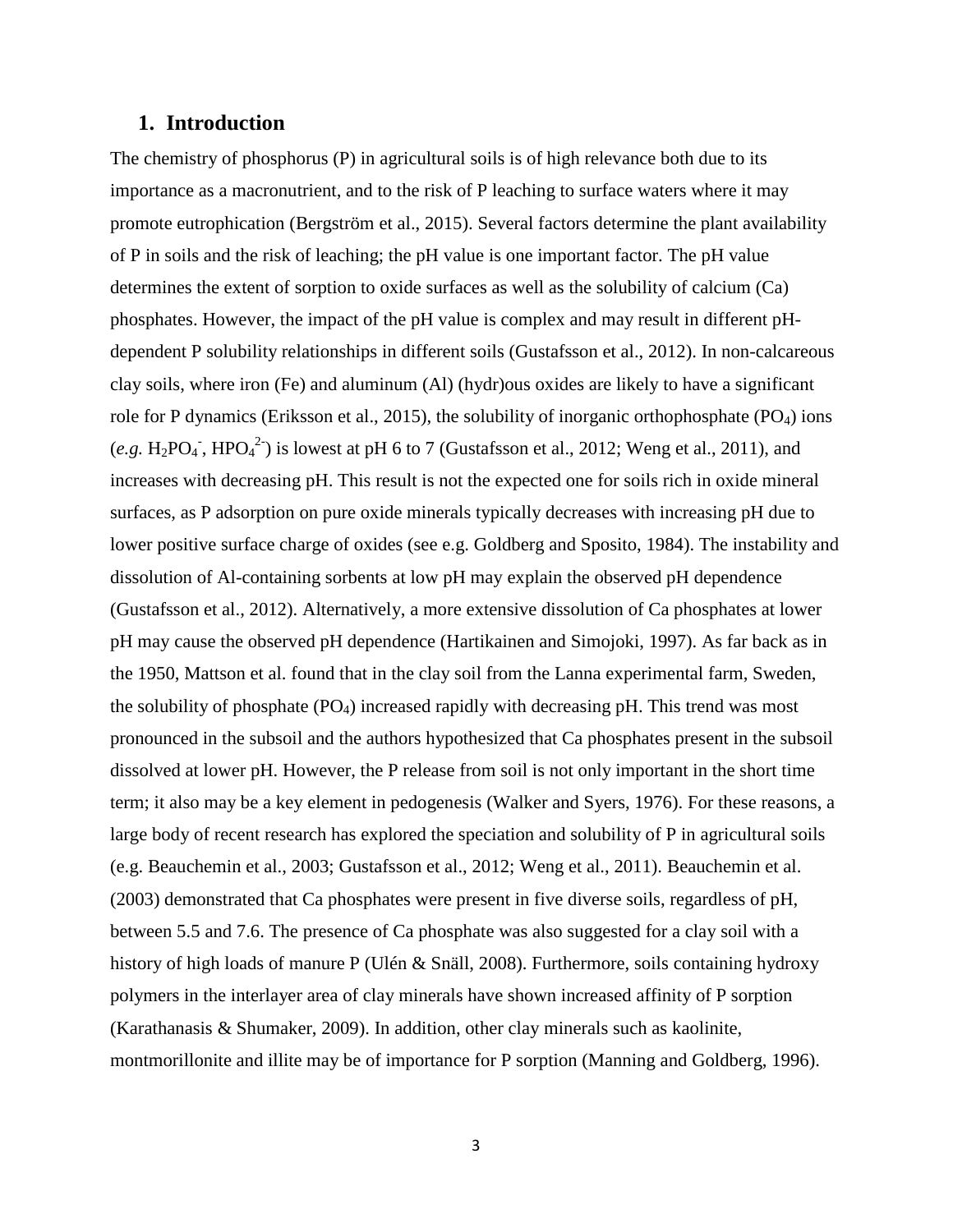## 1. Introduction

The chemistry of phosphorus (P) in agricultural soils is of high relevance both due to its importance as a macronutrient, and to the risk of P leaching to surface waters where it may promote eutrophication (Bergström et al., 2015). Several factors determine the plant availability of P in soils and the risk of leaching; the pH value is one important factor. The pH value determines the extent of sorption to oxide surfaces as well as the solubility of calcium (Ca) phosphates. However, the impact of the pH value is complex and may result in different pH-dependent P solubility relationships in different soils (Gustafsson et al., 2012). In non-calcareous clay soils, where iron (Fe) and aluminum (Al) (hydr)ous oxides are likely to have a significant role for P dynamics (Eriksson et al., 2015), the solubility of inorganic orthophosphate ($PO_4$) ions (*e.g.* $H_2PO_4^-$, $HPO_4^{2-}$) is lowest at pH 6 to 7 (Gustafsson et al., 2012; Weng et al., 2011), and increases with decreasing pH. This result is not the expected one for soils rich in oxide mineral surfaces, as P adsorption on pure oxide minerals typically decreases with increasing pH due to lower positive surface charge of oxides (see e.g. Goldberg and Sposito, 1984). The instability and dissolution of Al-containing sorbents at low pH may explain the observed pH dependence (Gustafsson et al., 2012). Alternatively, a more extensive dissolution of Ca phosphates at lower pH may cause the observed pH dependence (Hartikainen and Simojoki, 1997). As far back as in the 1950, Mattson et al. found that in the clay soil from the Lanna experimental farm, Sweden, the solubility of phosphate ($PO_4$) increased rapidly with decreasing pH. This trend was most pronounced in the subsoil and the authors hypothesized that Ca phosphates present in the subsoil dissolved at lower pH. However, the P release from soil is not only important in the short time term; it also may be a key element in pedogenesis (Walker and Syers, 1976). For these reasons, a large body of recent research has explored the speciation and solubility of P in agricultural soils (e.g. Beauchemin et al., 2003; Gustafsson et al., 2012; Weng et al., 2011). Beauchemin et al. (2003) demonstrated that Ca phosphates were present in five diverse soils, regardless of pH, between 5.5 and 7.6. The presence of Ca phosphate was also suggested for a clay soil with a history of high loads of manure P (Ulén & Snäll, 2008). Furthermore, soils containing hydroxy polymers in the interlayer area of clay minerals have shown increased affinity of P sorption (Karathanasis & Shumaker, 2009). In addition, other clay minerals such as kaolinite, montmorillonite and illite may be of importance for P sorption (Manning and Goldberg, 1996).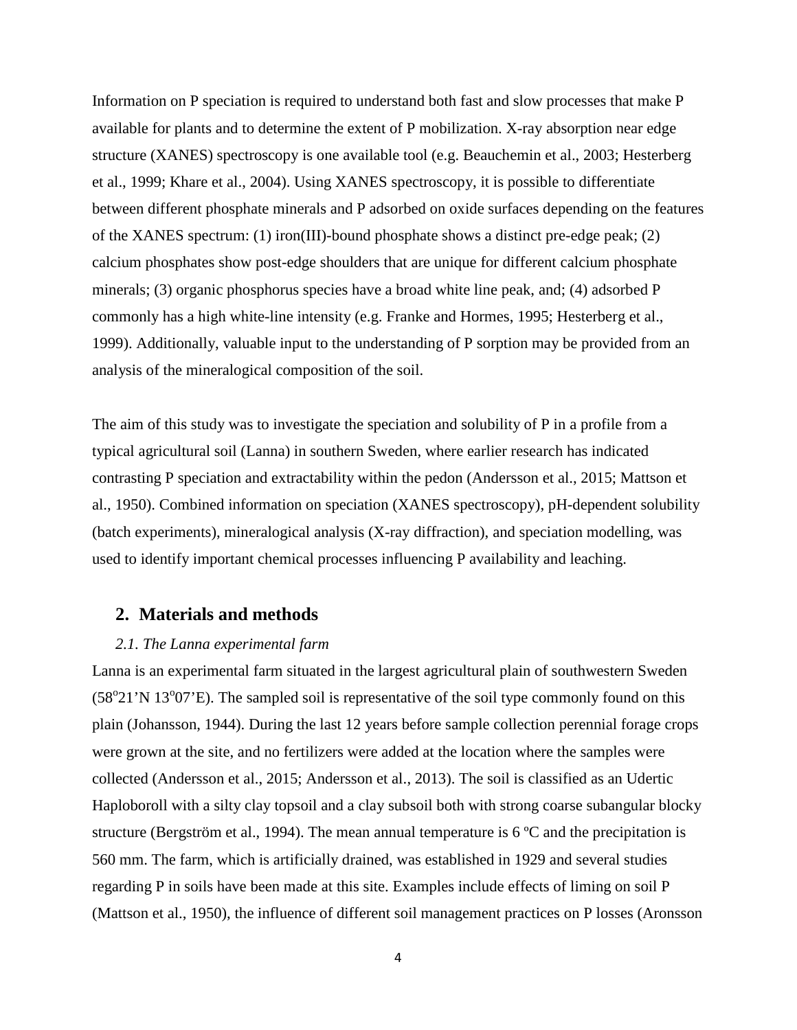Information on P speciation is required to understand both fast and slow processes that make P available for plants and to determine the extent of P mobilization. X-ray absorption near edge structure (XANES) spectroscopy is one available tool (e.g. Beauchemin et al., 2003; Hesterberg et al., 1999; Khare et al., 2004). Using XANES spectroscopy, it is possible to differentiate between different phosphate minerals and P adsorbed on oxide surfaces depending on the features of the XANES spectrum: (1) iron(III)-bound phosphate shows a distinct pre-edge peak; (2) calcium phosphates show post-edge shoulders that are unique for different calcium phosphate minerals; (3) organic phosphorus species have a broad white line peak, and; (4) adsorbed P commonly has a high white-line intensity (e.g. Franke and Hormes, 1995; Hesterberg et al., 1999). Additionally, valuable input to the understanding of P sorption may be provided from an analysis of the mineralogical composition of the soil.

The aim of this study was to investigate the speciation and solubility of P in a profile from a typical agricultural soil (Lanna) in southern Sweden, where earlier research has indicated contrasting P speciation and extractability within the pedon (Andersson et al., 2015; Mattson et al., 1950). Combined information on speciation (XANES spectroscopy), pH-dependent solubility (batch experiments), mineralogical analysis (X-ray diffraction), and speciation modelling, was used to identify important chemical processes influencing P availability and leaching.

## 2. Materials and methods

### *2.1. The Lanna experimental farm*

Lanna is an experimental farm situated in the largest agricultural plain of southwestern Sweden (58°21'N 13°07'E). The sampled soil is representative of the soil type commonly found on this plain (Johansson, 1944). During the last 12 years before sample collection perennial forage crops were grown at the site, and no fertilizers were added at the location where the samples were collected (Andersson et al., 2015; Andersson et al., 2013). The soil is classified as an Udertic Haploboroll with a silty clay topsoil and a clay subsoil both with strong coarse subangular blocky structure (Bergström et al., 1994). The mean annual temperature is 6 ºC and the precipitation is 560 mm. The farm, which is artificially drained, was established in 1929 and several studies regarding P in soils have been made at this site. Examples include effects of liming on soil P (Mattson et al., 1950), the influence of different soil management practices on P losses (Aronsson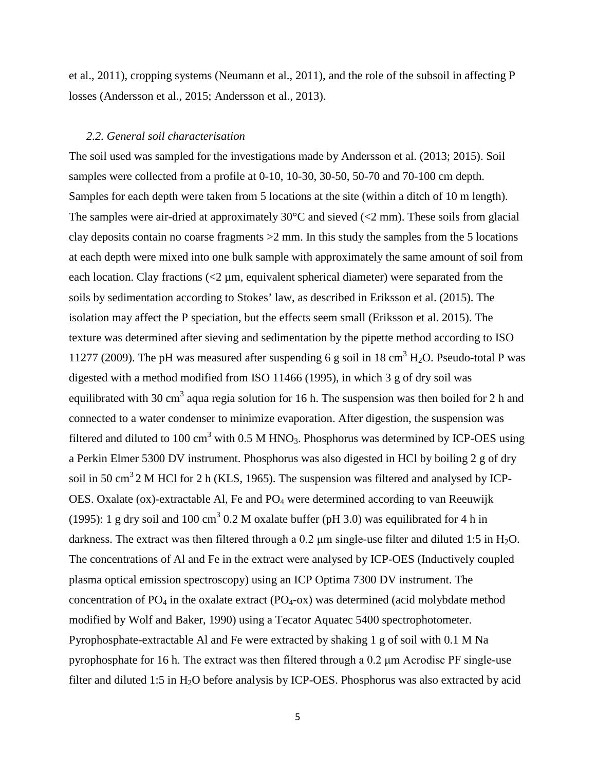et al., 2011), cropping systems (Neumann et al., 2011), and the role of the subsoil in affecting P losses (Andersson et al., 2015; Andersson et al., 2013).

### *2.2. General soil characterisation*

The soil used was sampled for the investigations made by Andersson et al. (2013; 2015). Soil samples were collected from a profile at 0-10, 10-30, 30-50, 50-70 and 70-100 cm depth. Samples for each depth were taken from 5 locations at the site (within a ditch of 10 m length). The samples were air-dried at approximately 30°C and sieved (<2 mm). These soils from glacial clay deposits contain no coarse fragments >2 mm. In this study the samples from the 5 locations at each depth were mixed into one bulk sample with approximately the same amount of soil from each location. Clay fractions (<2 µm, equivalent spherical diameter) were separated from the soils by sedimentation according to Stokes' law, as described in Eriksson et al. (2015). The isolation may affect the P speciation, but the effects seem small (Eriksson et al. 2015). The texture was determined after sieving and sedimentation by the pipette method according to ISO 11277 (2009). The pH was measured after suspending 6 g soil in 18 $cm^3$ $H_2O$. Pseudo-total P was digested with a method modified from ISO 11466 (1995), in which 3 g of dry soil was equilibrated with 30 $cm^3$ aqua regia solution for 16 h. The suspension was then boiled for 2 h and connected to a water condenser to minimize evaporation. After digestion, the suspension was filtered and diluted to 100 $cm^3$ with 0.5 M $HNO_3$. Phosphorus was determined by ICP-OES using a Perkin Elmer 5300 DV instrument. Phosphorus was also digested in HCl by boiling 2 g of dry soil in 50 $cm^3$ 2 M HCl for 2 h (KLS, 1965). The suspension was filtered and analysed by ICP-OES. Oxalate (ox)-extractable Al, Fe and $PO_4$ were determined according to van Reeuwijk (1995): 1 g dry soil and 100 $cm^3$ 0.2 M oxalate buffer (pH 3.0) was equilibrated for 4 h in darkness. The extract was then filtered through a 0.2 µm single-use filter and diluted 1:5 in $H_2O$. The concentrations of Al and Fe in the extract were analysed by ICP-OES (Inductively coupled plasma optical emission spectroscopy) using an ICP Optima 7300 DV instrument. The concentration of $PO_4$ in the oxalate extract ($PO_4$-ox) was determined (acid molybdate method modified by Wolf and Baker, 1990) using a Tecator Aquatec 5400 spectrophotometer. Pyrophosphate-extractable Al and Fe were extracted by shaking 1 g of soil with 0.1 M Na pyrophosphate for 16 h. The extract was then filtered through a 0.2 µm Acrodisc PF single-use filter and diluted 1:5 in $H_2O$ before analysis by ICP-OES. Phosphorus was also extracted by acid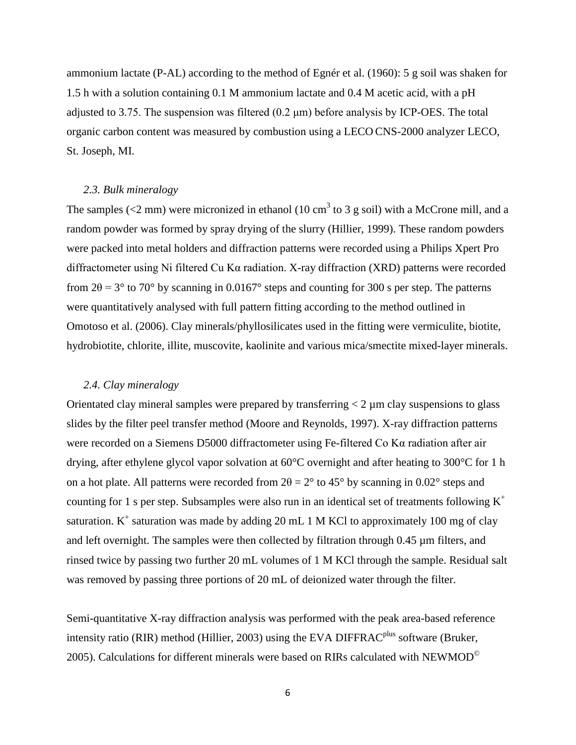ammonium lactate (P-AL) according to the method of Egnér et al. (1960): 5 g soil was shaken for 1.5 h with a solution containing 0.1 M ammonium lactate and 0.4 M acetic acid, with a pH adjusted to 3.75. The suspension was filtered (0.2 μm) before analysis by ICP-OES. The total organic carbon content was measured by combustion using a LECO CNS-2000 analyzer LECO, St. Joseph, MI.

### *2.3. Bulk mineralogy*

The samples (<2 mm) were micronized in ethanol (10 $cm^3$ to 3 g soil) with a McCrone mill, and a random powder was formed by spray drying of the slurry (Hillier, 1999). These random powders were packed into metal holders and diffraction patterns were recorded using a Philips Xpert Pro diffractometer using Ni filtered Cu Kα radiation. X-ray diffraction (XRD) patterns were recorded from $2\theta = 3°$ to 70° by scanning in 0.0167° steps and counting for 300 s per step. The patterns were quantitatively analysed with full pattern fitting according to the method outlined in Omotoso et al. (2006). Clay minerals/phyllosilicates used in the fitting were vermiculite, biotite, hydrobiotite, chlorite, illite, muscovite, kaolinite and various mica/smectite mixed-layer minerals.

### *2.4. Clay mineralogy*

Orientated clay mineral samples were prepared by transferring < 2 µm clay suspensions to glass slides by the filter peel transfer method (Moore and Reynolds, 1997). X-ray diffraction patterns were recorded on a Siemens D5000 diffractometer using Fe-filtered Co Kα radiation after air drying, after ethylene glycol vapor solvation at 60°C overnight and after heating to 300°C for 1 h on a hot plate. All patterns were recorded from $2\theta = 2°$ to 45° by scanning in 0.02° steps and counting for 1 s per step. Subsamples were also run in an identical set of treatments following $K^+$ saturation. $K^+$ saturation was made by adding 20 mL 1 M KCl to approximately 100 mg of clay and left overnight. The samples were then collected by filtration through 0.45 µm filters, and rinsed twice by passing two further 20 mL volumes of 1 M KCl through the sample. Residual salt was removed by passing three portions of 20 mL of deionized water through the filter.

Semi-quantitative X-ray diffraction analysis was performed with the peak area-based reference intensity ratio (RIR) method (Hillier, 2003) using the EVA DIFFRAC$^{plus}$ software (Bruker, 2005). Calculations for different minerals were based on RIRs calculated with NEWMOD$^{©}$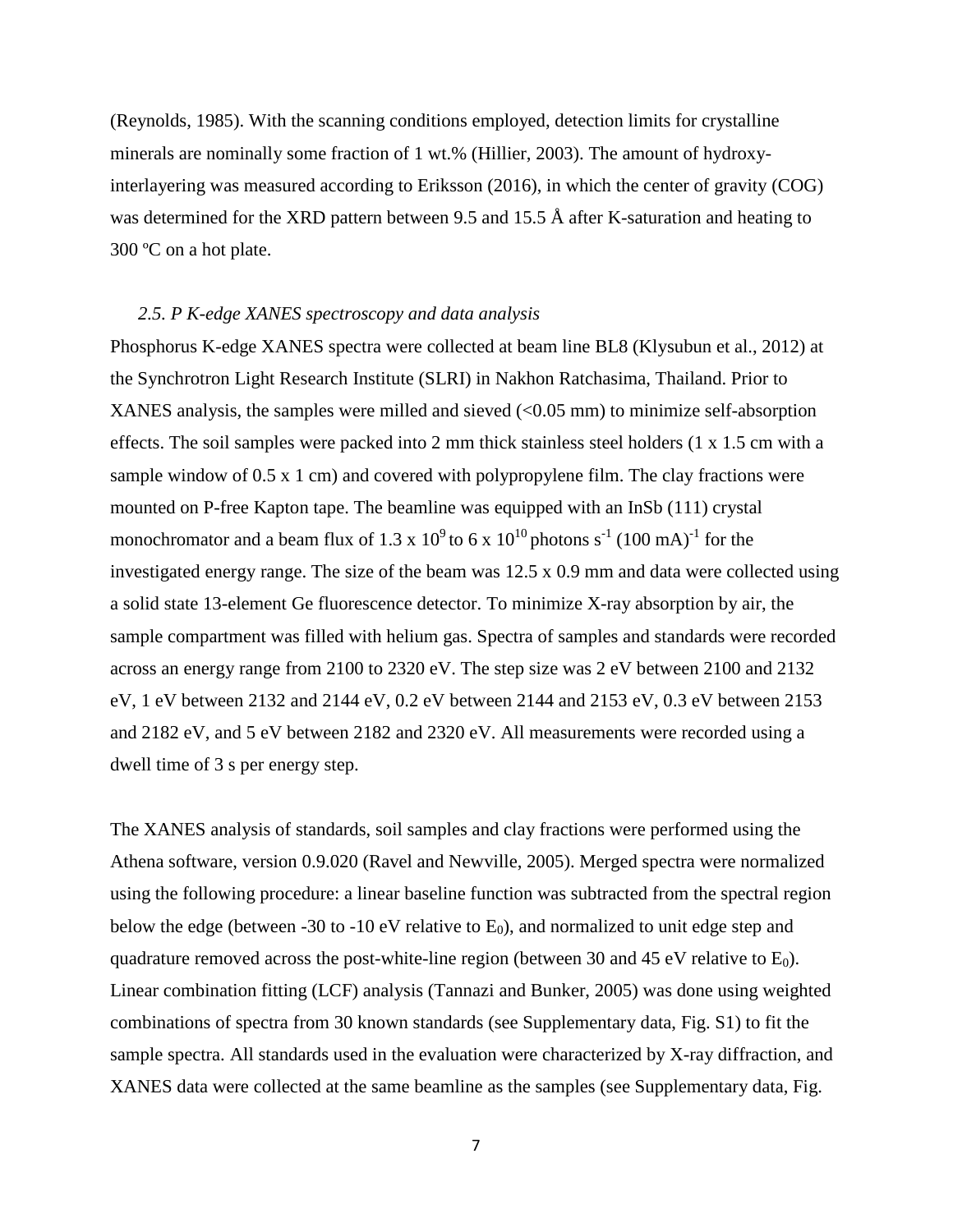(Reynolds, 1985). With the scanning conditions employed, detection limits for crystalline minerals are nominally some fraction of 1 wt.% (Hillier, 2003). The amount of hydroxy-interlayering was measured according to Eriksson (2016), in which the center of gravity (COG) was determined for the XRD pattern between 9.5 and 15.5 Å after K-saturation and heating to 300 ºC on a hot plate.

### *2.5. P K-edge XANES spectroscopy and data analysis*

Phosphorus K-edge XANES spectra were collected at beam line BL8 (Klysubun et al., 2012) at the Synchrotron Light Research Institute (SLRI) in Nakhon Ratchasima, Thailand. Prior to XANES analysis, the samples were milled and sieved (<0.05 mm) to minimize self-absorption effects. The soil samples were packed into 2 mm thick stainless steel holders (1 x 1.5 cm with a sample window of 0.5 x 1 cm) and covered with polypropylene film. The clay fractions were mounted on P-free Kapton tape. The beamline was equipped with an InSb (111) crystal monochromator and a beam flux of $1.3 \times 10^{9}$ to $6 \times 10^{10}$ photons $s^{-1}$ $(100 \text{ mA})^{-1}$ for the investigated energy range. The size of the beam was 12.5 x 0.9 mm and data were collected using a solid state 13-element Ge fluorescence detector. To minimize X-ray absorption by air, the sample compartment was filled with helium gas. Spectra of samples and standards were recorded across an energy range from 2100 to 2320 eV. The step size was 2 eV between 2100 and 2132 eV, 1 eV between 2132 and 2144 eV, 0.2 eV between 2144 and 2153 eV, 0.3 eV between 2153 and 2182 eV, and 5 eV between 2182 and 2320 eV. All measurements were recorded using a dwell time of 3 s per energy step.

The XANES analysis of standards, soil samples and clay fractions were performed using the Athena software, version 0.9.020 (Ravel and Newville, 2005). Merged spectra were normalized using the following procedure: a linear baseline function was subtracted from the spectral region below the edge (between -30 to -10 eV relative to $E_0$), and normalized to unit edge step and quadrature removed across the post-white-line region (between 30 and 45 eV relative to $E_0$). Linear combination fitting (LCF) analysis (Tannazi and Bunker, 2005) was done using weighted combinations of spectra from 30 known standards (see Supplementary data, Fig. S1) to fit the sample spectra. All standards used in the evaluation were characterized by X-ray diffraction, and XANES data were collected at the same beamline as the samples (see Supplementary data, Fig.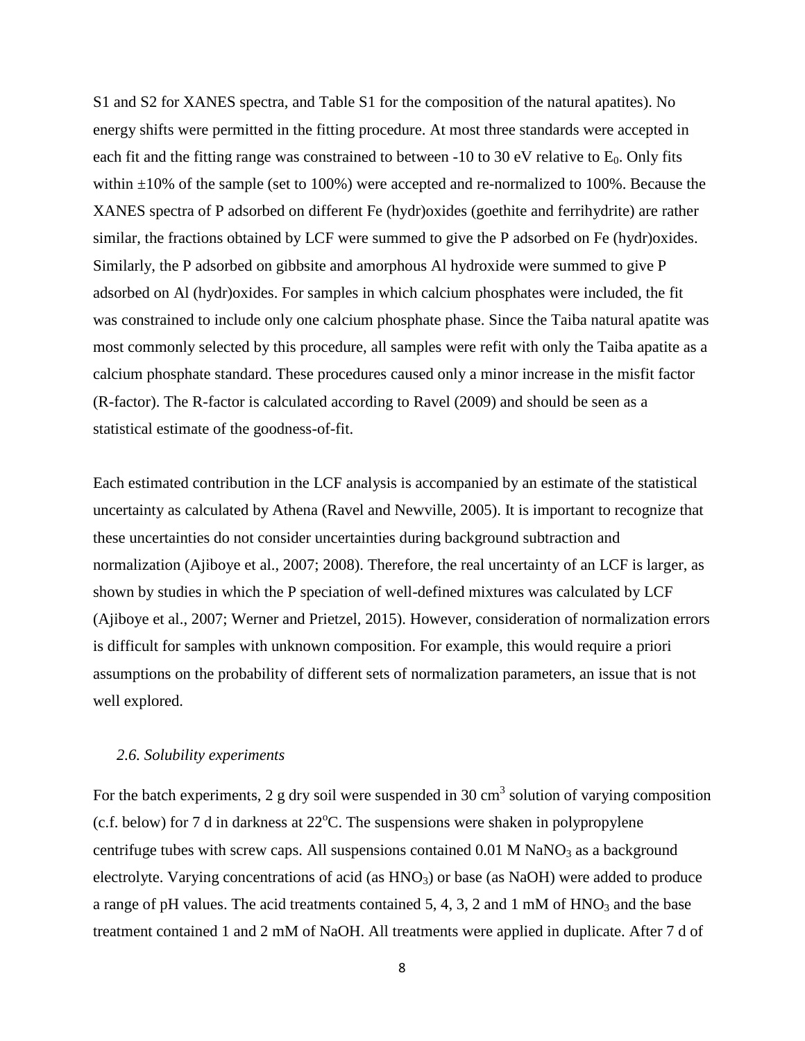S1 and S2 for XANES spectra, and Table S1 for the composition of the natural apatites). No energy shifts were permitted in the fitting procedure. At most three standards were accepted in each fit and the fitting range was constrained to between -10 to 30 eV relative to $E_0$. Only fits within ±10% of the sample (set to 100%) were accepted and re-normalized to 100%. Because the XANES spectra of P adsorbed on different Fe (hydr)oxides (goethite and ferrihydrite) are rather similar, the fractions obtained by LCF were summed to give the P adsorbed on Fe (hydr)oxides. Similarly, the P adsorbed on gibbsite and amorphous Al hydroxide were summed to give P adsorbed on Al (hydr)oxides. For samples in which calcium phosphates were included, the fit was constrained to include only one calcium phosphate phase. Since the Taiba natural apatite was most commonly selected by this procedure, all samples were refit with only the Taiba apatite as a calcium phosphate standard. These procedures caused only a minor increase in the misfit factor (R-factor). The R-factor is calculated according to Ravel (2009) and should be seen as a statistical estimate of the goodness-of-fit.

Each estimated contribution in the LCF analysis is accompanied by an estimate of the statistical uncertainty as calculated by Athena (Ravel and Newville, 2005). It is important to recognize that these uncertainties do not consider uncertainties during background subtraction and normalization (Ajiboye et al., 2007; 2008). Therefore, the real uncertainty of an LCF is larger, as shown by studies in which the P speciation of well-defined mixtures was calculated by LCF (Ajiboye et al., 2007; Werner and Prietzel, 2015). However, consideration of normalization errors is difficult for samples with unknown composition. For example, this would require a priori assumptions on the probability of different sets of normalization parameters, an issue that is not well explored.

### *2.6. Solubility experiments*

For the batch experiments, 2 g dry soil were suspended in 30 $cm^3$ solution of varying composition (c.f. below) for 7 d in darkness at 22$^oC$. The suspensions were shaken in polypropylene centrifuge tubes with screw caps. All suspensions contained 0.01 M $NaNO_3$ as a background electrolyte. Varying concentrations of acid (as $HNO_3$) or base (as NaOH) were added to produce a range of pH values. The acid treatments contained 5, 4, 3, 2 and 1 mM of $HNO_3$ and the base treatment contained 1 and 2 mM of NaOH. All treatments were applied in duplicate. After 7 d of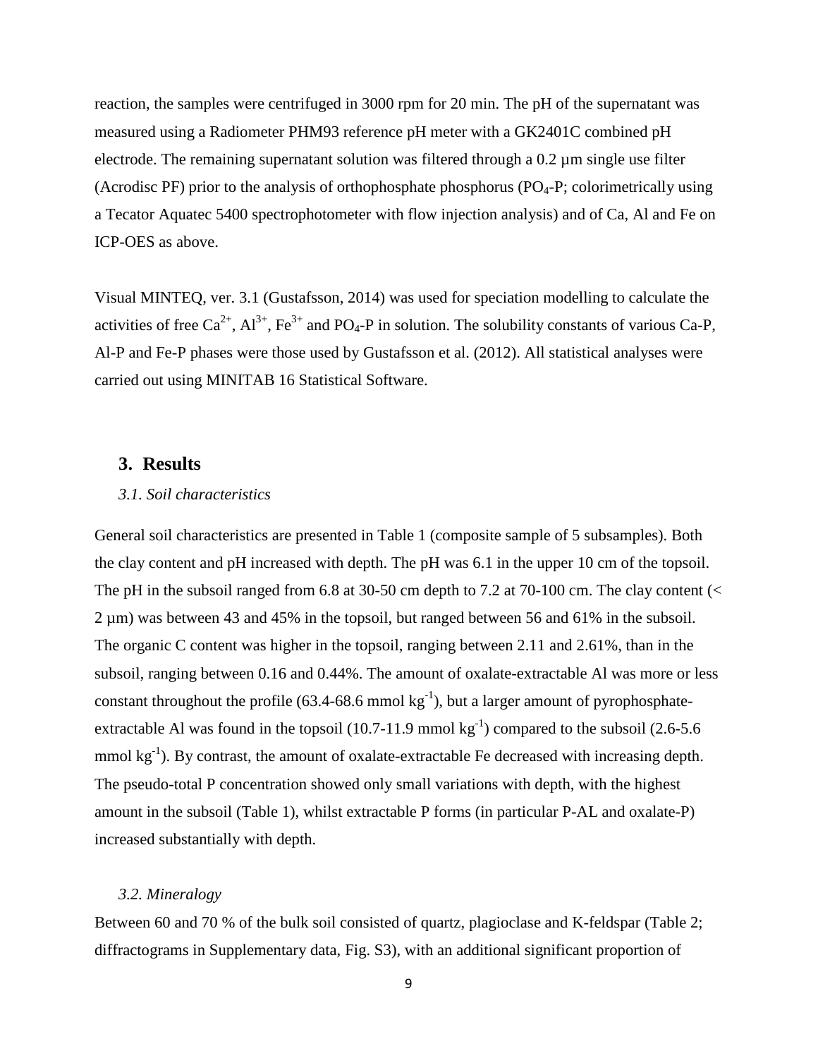reaction, the samples were centrifuged in 3000 rpm for 20 min. The pH of the supernatant was measured using a Radiometer PHM93 reference pH meter with a GK2401C combined pH electrode. The remaining supernatant solution was filtered through a 0.2 µm single use filter (Acrodisc PF) prior to the analysis of orthophosphate phosphorus ($PO_4$-P; colorimetrically using a Tecator Aquatec 5400 spectrophotometer with flow injection analysis) and of Ca, Al and Fe on ICP-OES as above.

Visual MINTEQ, ver. 3.1 (Gustafsson, 2014) was used for speciation modelling to calculate the activities of free $Ca^{2+}$, $Al^{3+}$, $Fe^{3+}$ and $PO_4$-P in solution. The solubility constants of various Ca-P, Al-P and Fe-P phases were those used by Gustafsson et al. (2012). All statistical analyses were carried out using MINITAB 16 Statistical Software.

## 3. Results

### *3.1. Soil characteristics*

General soil characteristics are presented in Table 1 (composite sample of 5 subsamples). Both the clay content and pH increased with depth. The pH was 6.1 in the upper 10 cm of the topsoil. The pH in the subsoil ranged from 6.8 at 30-50 cm depth to 7.2 at 70-100 cm. The clay content (< 2 µm) was between 43 and 45% in the topsoil, but ranged between 56 and 61% in the subsoil. The organic C content was higher in the topsoil, ranging between 2.11 and 2.61%, than in the subsoil, ranging between 0.16 and 0.44%. The amount of oxalate-extractable Al was more or less constant throughout the profile (63.4-68.6 mmol $kg^{-1}$), but a larger amount of pyrophosphate-extractable Al was found in the topsoil (10.7-11.9 mmol $kg^{-1}$) compared to the subsoil (2.6-5.6 mmol $kg^{-1}$). By contrast, the amount of oxalate-extractable Fe decreased with increasing depth. The pseudo-total P concentration showed only small variations with depth, with the highest amount in the subsoil (Table 1), whilst extractable P forms (in particular P-AL and oxalate-P) increased substantially with depth.

### *3.2. Mineralogy*

Between 60 and 70 % of the bulk soil consisted of quartz, plagioclase and K-feldspar (Table 2; diffractograms in Supplementary data, Fig. S3), with an additional significant proportion of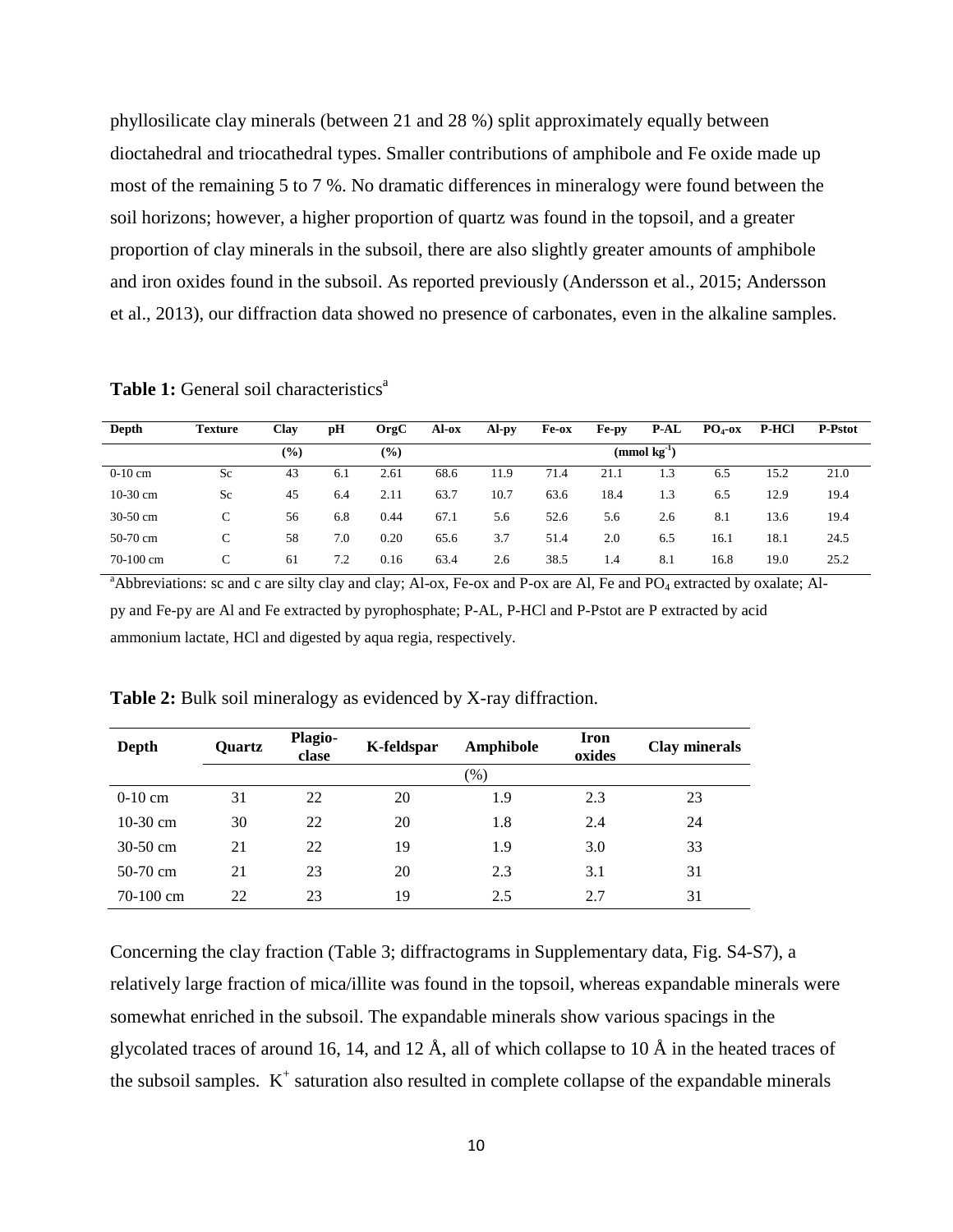phyllosilicate clay minerals (between 21 and 28 %) split approximately equally between dioctahedral and triocathedral types. Smaller contributions of amphibole and Fe oxide made up most of the remaining 5 to 7 %. No dramatic differences in mineralogy were found between the soil horizons; however, a higher proportion of quartz was found in the topsoil, and a greater proportion of clay minerals in the subsoil, there are also slightly greater amounts of amphibole and iron oxides found in the subsoil. As reported previously (Andersson et al., 2015; Andersson et al., 2013), our diffraction data showed no presence of carbonates, even in the alkaline samples.

**Table 1:** General soil characteristics[a]

| Depth | Texture | Clay | pH | OrgC | Al-ox | Al-py | Fe-ox | Fe-py | P-AL | $PO_4$-ox | P-HCl | P-Pstot |
|---|---|---|---|---|---|---|---|---|---|---|---|---|
| | | (%) | | (%) | | | | ($mmol\ kg^{-1}$) | | | | |
| 0-10 cm | Sc | 43 | 6.1 | 2.61 | 68.6 | 11.9 | 71.4 | 21.1 | 1.3 | 6.5 | 15.2 | 21.0 |
| 10-30 cm | Sc | 45 | 6.4 | 2.11 | 63.7 | 10.7 | 63.6 | 18.4 | 1.3 | 6.5 | 12.9 | 19.4 |
| 30-50 cm | C | 56 | 6.8 | 0.44 | 67.1 | 5.6 | 52.6 | 5.6 | 2.6 | 8.1 | 13.6 | 19.4 |
| 50-70 cm | C | 58 | 7.0 | 0.20 | 65.6 | 3.7 | 51.4 | 2.0 | 6.5 | 16.1 | 18.1 | 24.5 |
| 70-100 cm | C | 61 | 7.2 | 0.16 | 63.4 | 2.6 | 38.5 | 1.4 | 8.1 | 16.8 | 19.0 | 25.2 |

[a]Abbreviations: sc and c are silty clay and clay; Al-ox, Fe-ox and P-ox are Al, Fe and $PO_4$ extracted by oxalate; Al-py and Fe-py are Al and Fe extracted by pyrophosphate; P-AL, P-HCl and P-Pstot are P extracted by acid ammonium lactate, HCl and digested by aqua regia, respectively.

**Table 2:** Bulk soil mineralogy as evidenced by X-ray diffraction.

| Depth | Quartz | Plagio-clase | K-feldspar | Amphibole | Iron oxides | Clay minerals |
|---|---|---|---|---|---|---|
| | | | | (%) | | |
| 0-10 cm | 31 | 22 | 20 | 1.9 | 2.3 | 23 |
| 10-30 cm | 30 | 22 | 20 | 1.8 | 2.4 | 24 |
| 30-50 cm | 21 | 22 | 19 | 1.9 | 3.0 | 33 |
| 50-70 cm | 21 | 23 | 20 | 2.3 | 3.1 | 31 |
| 70-100 cm | 22 | 23 | 19 | 2.5 | 2.7 | 31 |

Concerning the clay fraction (Table 3; diffractograms in Supplementary data, Fig. S4-S7), a relatively large fraction of mica/illite was found in the topsoil, whereas expandable minerals were somewhat enriched in the subsoil. The expandable minerals show various spacings in the glycolated traces of around 16, 14, and 12 Å, all of which collapse to 10 Å in the heated traces of the subsoil samples. $K^+$ saturation also resulted in complete collapse of the expandable minerals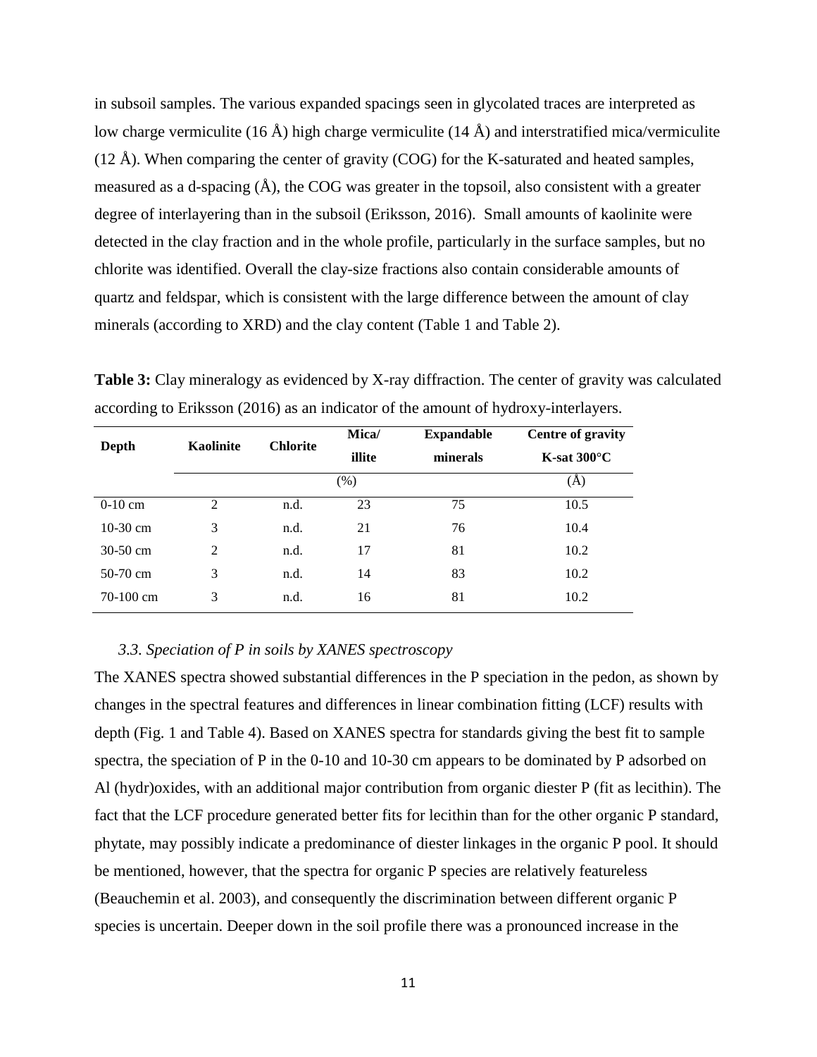in subsoil samples. The various expanded spacings seen in glycolated traces are interpreted as low charge vermiculite (16 Å) high charge vermiculite (14 Å) and interstratified mica/vermiculite (12 Å). When comparing the center of gravity (COG) for the K-saturated and heated samples, measured as a d-spacing (Å), the COG was greater in the topsoil, also consistent with a greater degree of interlayering than in the subsoil (Eriksson, 2016). Small amounts of kaolinite were detected in the clay fraction and in the whole profile, particularly in the surface samples, but no chlorite was identified. Overall the clay-size fractions also contain considerable amounts of quartz and feldspar, which is consistent with the large difference between the amount of clay minerals (according to XRD) and the clay content (Table 1 and Table 2).

**Table 3:** Clay mineralogy as evidenced by X-ray diffraction. The center of gravity was calculated according to Eriksson (2016) as an indicator of the amount of hydroxy-interlayers.

| Depth | Kaolinite | Chlorite | Mica/ illite | Expandable minerals | Centre of gravity K-sat 300°C |
|---|---|---|---|---|---|
| | (%) | | | | (Å) |
| 0-10 cm | 2 | n.d. | 23 | 75 | 10.5 |
| 10-30 cm | 3 | n.d. | 21 | 76 | 10.4 |
| 30-50 cm | 2 | n.d. | 17 | 81 | 10.2 |
| 50-70 cm | 3 | n.d. | 14 | 83 | 10.2 |
| 70-100 cm | 3 | n.d. | 16 | 81 | 10.2 |

### *3.3. Speciation of P in soils by XANES spectroscopy*

The XANES spectra showed substantial differences in the P speciation in the pedon, as shown by changes in the spectral features and differences in linear combination fitting (LCF) results with depth (Fig. 1 and Table 4). Based on XANES spectra for standards giving the best fit to sample spectra, the speciation of P in the 0-10 and 10-30 cm appears to be dominated by P adsorbed on Al (hydr)oxides, with an additional major contribution from organic diester P (fit as lecithin). The fact that the LCF procedure generated better fits for lecithin than for the other organic P standard, phytate, may possibly indicate a predominance of diester linkages in the organic P pool. It should be mentioned, however, that the spectra for organic P species are relatively featureless (Beauchemin et al. 2003), and consequently the discrimination between different organic P species is uncertain. Deeper down in the soil profile there was a pronounced increase in the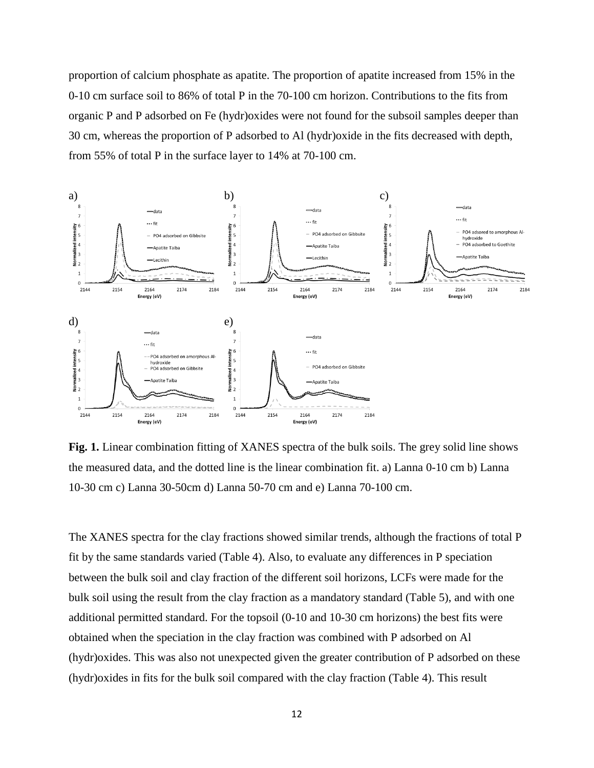proportion of calcium phosphate as apatite. The proportion of apatite increased from 15% in the 0-10 cm surface soil to 86% of total P in the 70-100 cm horizon. Contributions to the fits from organic P and P adsorbed on Fe (hydr)oxides were not found for the subsoil samples deeper than 30 cm, whereas the proportion of P adsorbed to Al (hydr)oxide in the fits decreased with depth, from 55% of total P in the surface layer to 14% at 70-100 cm.

**Fig. 1.** Linear combination fitting of XANES spectra of the bulk soils. The grey solid line shows the measured data, and the dotted line is the linear combination fit. a) Lanna 0-10 cm b) Lanna 10-30 cm c) Lanna 30-50cm d) Lanna 50-70 cm and e) Lanna 70-100 cm.

The XANES spectra for the clay fractions showed similar trends, although the fractions of total P fit by the same standards varied (Table 4). Also, to evaluate any differences in P speciation between the bulk soil and clay fraction of the different soil horizons, LCFs were made for the bulk soil using the result from the clay fraction as a mandatory standard (Table 5), and with one additional permitted standard. For the topsoil (0-10 and 10-30 cm horizons) the best fits were obtained when the speciation in the clay fraction was combined with P adsorbed on Al (hydr)oxides. This was also not unexpected given the greater contribution of P adsorbed on these (hydr)oxides in fits for the bulk soil compared with the clay fraction (Table 4). This result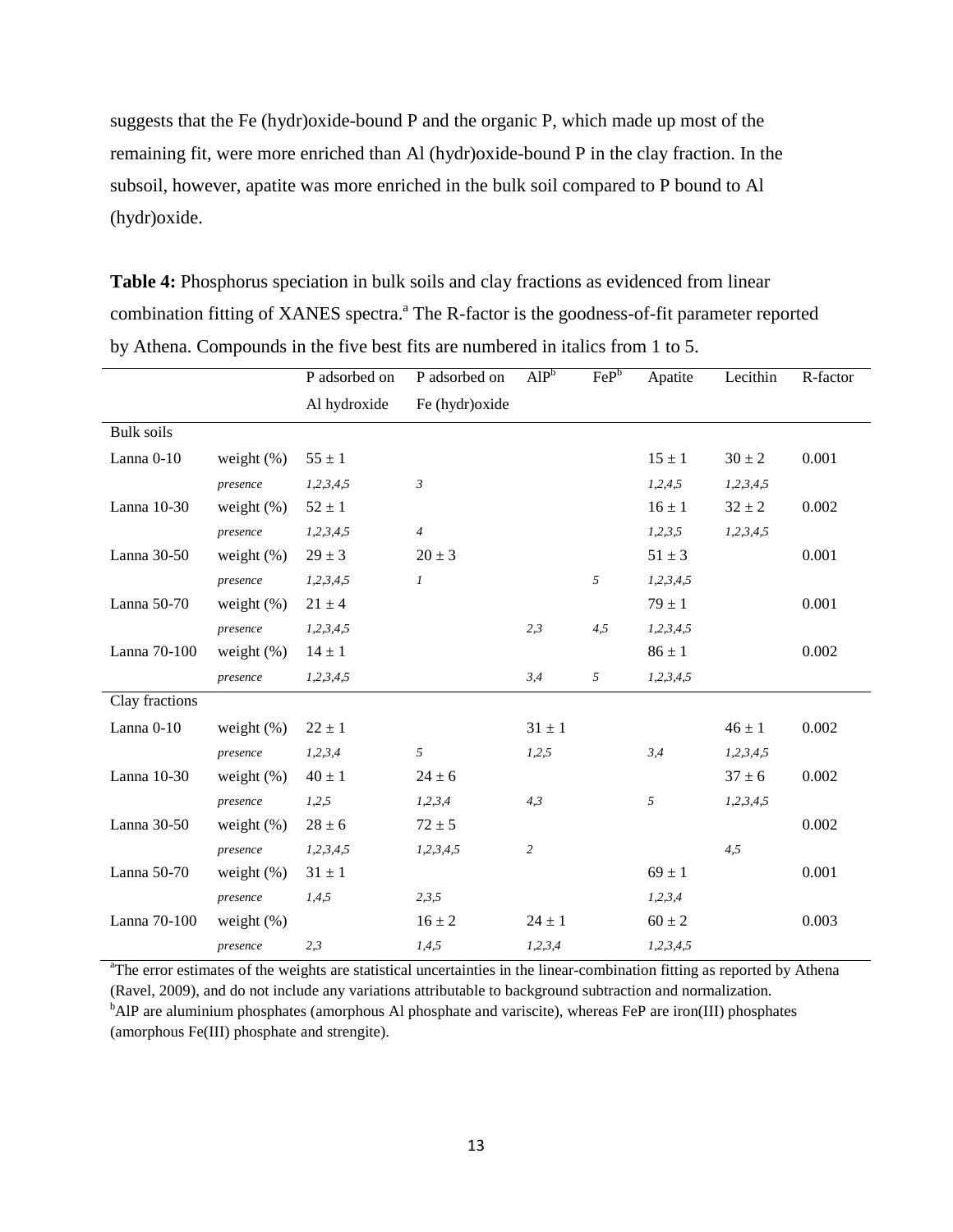suggests that the Fe (hydr)oxide-bound P and the organic P, which made up most of the remaining fit, were more enriched than Al (hydr)oxide-bound P in the clay fraction. In the subsoil, however, apatite was more enriched in the bulk soil compared to P bound to Al (hydr)oxide.

**Table 4:** Phosphorus speciation in bulk soils and clay fractions as evidenced from linear combination fitting of XANES spectra.[a] The R-factor is the goodness-of-fit parameter reported by Athena. Compounds in the five best fits are numbered in italics from 1 to 5.

| | | P adsorbed on Al hydroxide | P adsorbed on Fe (hydr)oxide | AlP[b] | FeP[b] | Apatite | Lecithin | R-factor |
|---|---|---|---|---|---|---|---|---|
| Bulk soils | | | | | | | | |
| Lanna 0-10 | weight (%) | 55 ± 1 | | | | 15 ± 1 | 30 ± 2 | 0.001 |
| | *presence* | *1,2,3,4,5* | *3* | | | *1,2,4,5* | *1,2,3,4,5* | |
| Lanna 10-30 | weight (%) | 52 ± 1 | | | | 16 ± 1 | 32 ± 2 | 0.002 |
| | *presence* | *1,2,3,4,5* | *4* | | | *1,2,3,5* | *1,2,3,4,5* | |
| Lanna 30-50 | weight (%) | 29 ± 3 | 20 ± 3 | | | 51 ± 3 | | 0.001 |
| | *presence* | *1,2,3,4,5* | *1* | | *5* | *1,2,3,4,5* | | |
| Lanna 50-70 | weight (%) | 21 ± 4 | | | | 79 ± 1 | | 0.001 |
| | *presence* | *1,2,3,4,5* | | *2,3* | *4,5* | *1,2,3,4,5* | | |
| Lanna 70-100 | weight (%) | 14 ± 1 | | | | 86 ± 1 | | 0.002 |
| | *presence* | *1,2,3,4,5* | | *3,4* | *5* | *1,2,3,4,5* | | |
| Clay fractions | | | | | | | | |
| Lanna 0-10 | weight (%) | 22 ± 1 | | 31 ± 1 | | | 46 ± 1 | 0.002 |
| | *presence* | *1,2,3,4* | *5* | *1,2,5* | | *3,4* | *1,2,3,4,5* | |
| Lanna 10-30 | weight (%) | 40 ± 1 | 24 ± 6 | | | | 37 ± 6 | 0.002 |
| | *presence* | *1,2,5* | *1,2,3,4* | *4,3* | | *5* | *1,2,3,4,5* | |
| Lanna 30-50 | weight (%) | 28 ± 6 | 72 ± 5 | | | | | 0.002 |
| | *presence* | *1,2,3,4,5* | *1,2,3,4,5* | *2* | | | *4,5* | |
| Lanna 50-70 | weight (%) | 31 ± 1 | | | | 69 ± 1 | | 0.001 |
| | *presence* | *1,4,5* | *2,3,5* | | | *1,2,3,4* | | |
| Lanna 70-100 | weight (%) | | 16 ± 2 | 24 ± 1 | | 60 ± 2 | | 0.003 |
| | *presence* | *2,3* | *1,4,5* | *1,2,3,4* | | *1,2,3,4,5* | | |

[a]The error estimates of the weights are statistical uncertainties in the linear-combination fitting as reported by Athena (Ravel, 2009), and do not include any variations attributable to background subtraction and normalization.
[b]AlP are aluminium phosphates (amorphous Al phosphate and variscite), whereas FeP are iron(III) phosphates (amorphous Fe(III) phosphate and strengite).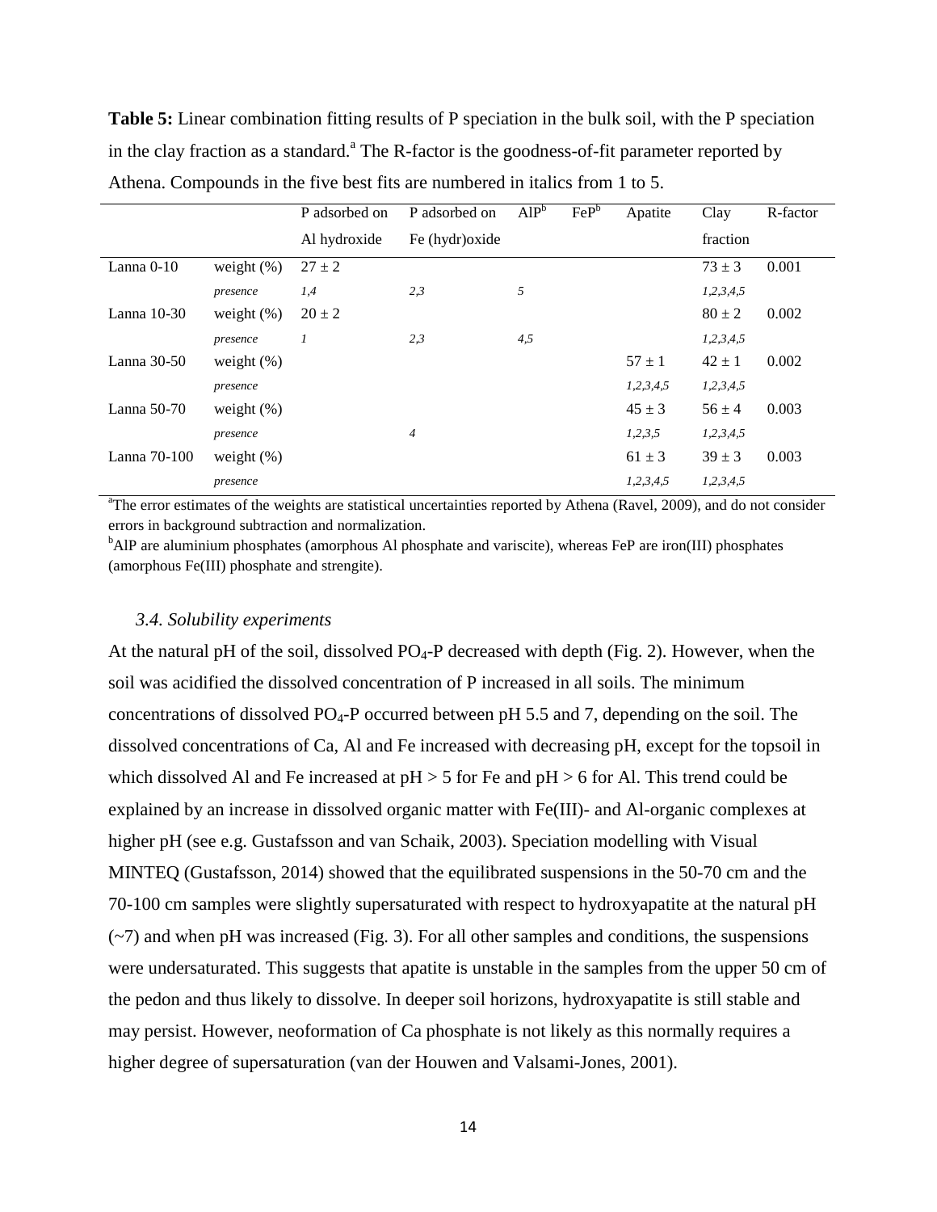**Table 5:** Linear combination fitting results of P speciation in the bulk soil, with the P speciation in the clay fraction as a standard.[a] The R-factor is the goodness-of-fit parameter reported by Athena. Compounds in the five best fits are numbered in italics from 1 to 5.

| | | P adsorbed on Al hydroxide | P adsorbed on Fe (hydr)oxide | AlP[b] | FeP[b] | Apatite | Clay fraction | R-factor |
|---|---|---|---|---|---|---|---|---|
| Lanna 0-10 | weight (%) | 27 ± 2 | | | | | 73 ± 3 | 0.001 |
| | *presence* | *1,4* | *2,3* | *5* | | | *1,2,3,4,5* | |
| Lanna 10-30 | weight (%) | 20 ± 2 | | | | | 80 ± 2 | 0.002 |
| | *presence* | *1* | *2,3* | *4,5* | | | *1,2,3,4,5* | |
| Lanna 30-50 | weight (%) | | | | | 57 ± 1 | 42 ± 1 | 0.002 |
| | *presence* | | | | | *1,2,3,4,5* | *1,2,3,4,5* | |
| Lanna 50-70 | weight (%) | | | | | 45 ± 3 | 56 ± 4 | 0.003 |
| | *presence* | | *4* | | | *1,2,3,5* | *1,2,3,4,5* | |
| Lanna 70-100 | weight (%) | | | | | 61 ± 3 | 39 ± 3 | 0.003 |
| | *presence* | | | | | *1,2,3,4,5* | *1,2,3,4,5* | |

[a]The error estimates of the weights are statistical uncertainties reported by Athena (Ravel, 2009), and do not consider errors in background subtraction and normalization.

[b]AlP are aluminium phosphates (amorphous Al phosphate and variscite), whereas FeP are iron(III) phosphates (amorphous Fe(III) phosphate and strengite).

### *3.4. Solubility experiments*

At the natural pH of the soil, dissolved $PO_4$-P decreased with depth (Fig. 2). However, when the soil was acidified the dissolved concentration of P increased in all soils. The minimum concentrations of dissolved $PO_4$-P occurred between pH 5.5 and 7, depending on the soil. The dissolved concentrations of Ca, Al and Fe increased with decreasing pH, except for the topsoil in which dissolved Al and Fe increased at pH > 5 for Fe and pH > 6 for Al. This trend could be explained by an increase in dissolved organic matter with Fe(III)- and Al-organic complexes at higher pH (see e.g. Gustafsson and van Schaik, 2003). Speciation modelling with Visual MINTEQ (Gustafsson, 2014) showed that the equilibrated suspensions in the 50-70 cm and the 70-100 cm samples were slightly supersaturated with respect to hydroxyapatite at the natural pH (~7) and when pH was increased (Fig. 3). For all other samples and conditions, the suspensions were undersaturated. This suggests that apatite is unstable in the samples from the upper 50 cm of the pedon and thus likely to dissolve. In deeper soil horizons, hydroxyapatite is still stable and may persist. However, neoformation of Ca phosphate is not likely as this normally requires a higher degree of supersaturation (van der Houwen and Valsami-Jones, 2001).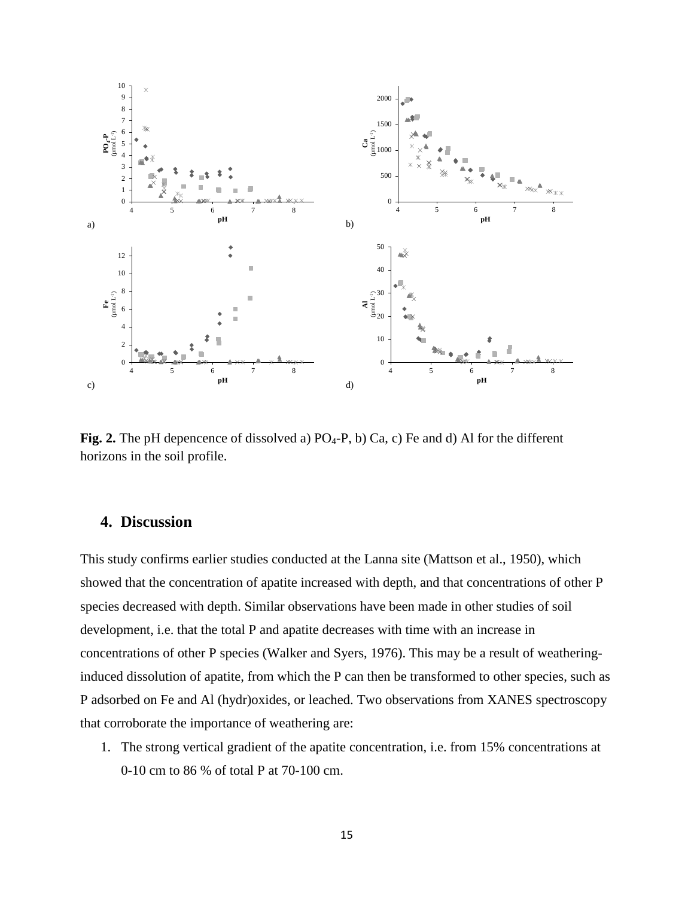**Fig. 2.** The pH depencence of dissolved a) $PO_4$-P, b) Ca, c) Fe and d) Al for the different horizons in the soil profile.

## 4. Discussion

This study confirms earlier studies conducted at the Lanna site (Mattson et al., 1950), which showed that the concentration of apatite increased with depth, and that concentrations of other P species decreased with depth. Similar observations have been made in other studies of soil development, i.e. that the total P and apatite decreases with time with an increase in concentrations of other P species (Walker and Syers, 1976). This may be a result of weathering-induced dissolution of apatite, from which the P can then be transformed to other species, such as P adsorbed on Fe and Al (hydr)oxides, or leached. Two observations from XANES spectroscopy that corroborate the importance of weathering are:

1. The strong vertical gradient of the apatite concentration, i.e. from 15% concentrations at 0-10 cm to 86 % of total P at 70-100 cm.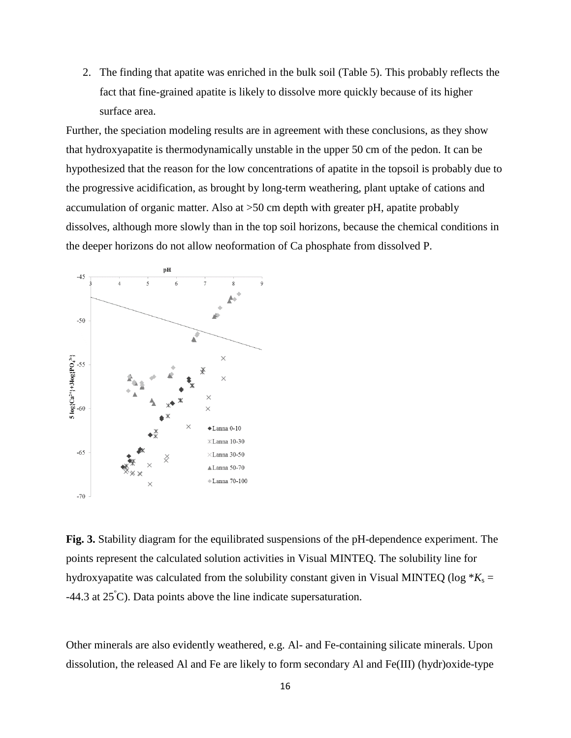2. The finding that apatite was enriched in the bulk soil (Table 5). This probably reflects the fact that fine-grained apatite is likely to dissolve more quickly because of its higher surface area.

Further, the speciation modeling results are in agreement with these conclusions, as they show that hydroxyapatite is thermodynamically unstable in the upper 50 cm of the pedon. It can be hypothesized that the reason for the low concentrations of apatite in the topsoil is probably due to the progressive acidification, as brought by long-term weathering, plant uptake of cations and accumulation of organic matter. Also at >50 cm depth with greater pH, apatite probably dissolves, although more slowly than in the top soil horizons, because the chemical conditions in the deeper horizons do not allow neoformation of Ca phosphate from dissolved P.

**Fig. 3.** Stability diagram for the equilibrated suspensions of the pH-dependence experiment. The points represent the calculated solution activities in Visual MINTEQ. The solubility line for hydroxyapatite was calculated from the solubility constant given in Visual MINTEQ (log $^*K_s$ = -44.3 at 25°C). Data points above the line indicate supersaturation.

Other minerals are also evidently weathered, e.g. Al- and Fe-containing silicate minerals. Upon dissolution, the released Al and Fe are likely to form secondary Al and Fe(III) (hydr)oxide-type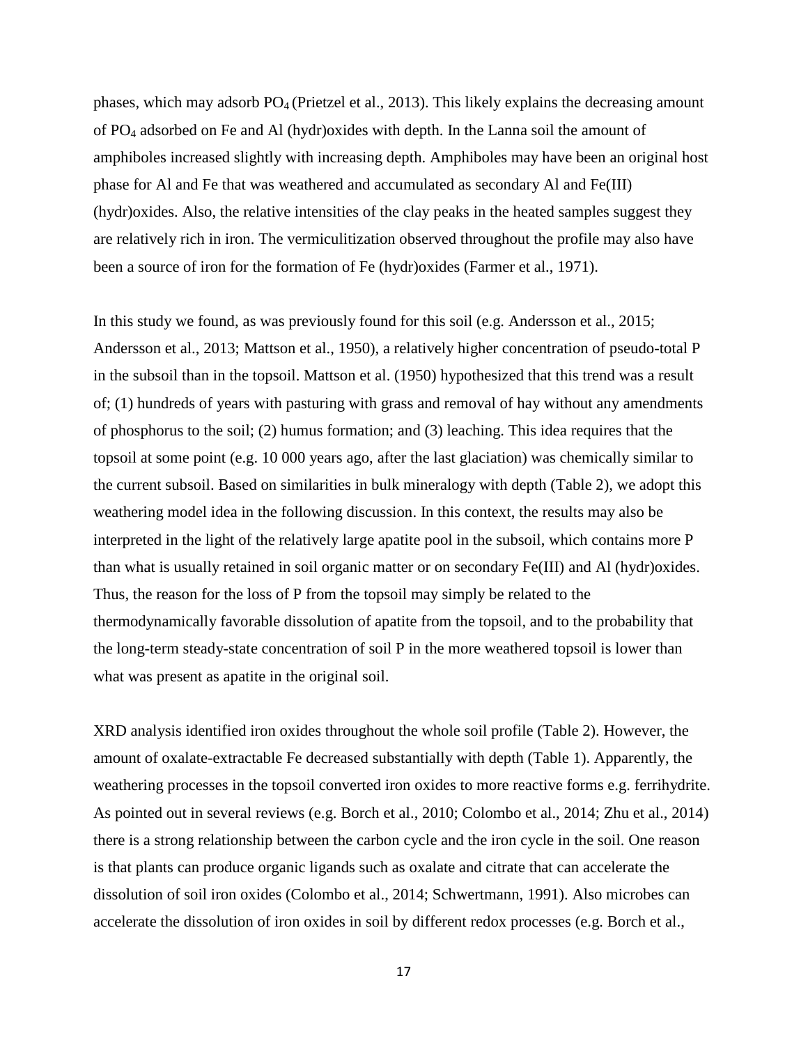phases, which may adsorb $PO_4$ (Prietzel et al., 2013). This likely explains the decreasing amount of $PO_4$ adsorbed on Fe and Al (hydr)oxides with depth. In the Lanna soil the amount of amphiboles increased slightly with increasing depth. Amphiboles may have been an original host phase for Al and Fe that was weathered and accumulated as secondary Al and Fe(III) (hydr)oxides. Also, the relative intensities of the clay peaks in the heated samples suggest they are relatively rich in iron. The vermiculitization observed throughout the profile may also have been a source of iron for the formation of Fe (hydr)oxides (Farmer et al., 1971).

In this study we found, as was previously found for this soil (e.g. Andersson et al., 2015; Andersson et al., 2013; Mattson et al., 1950), a relatively higher concentration of pseudo-total P in the subsoil than in the topsoil. Mattson et al. (1950) hypothesized that this trend was a result of; (1) hundreds of years with pasturing with grass and removal of hay without any amendments of phosphorus to the soil; (2) humus formation; and (3) leaching. This idea requires that the topsoil at some point (e.g. 10 000 years ago, after the last glaciation) was chemically similar to the current subsoil. Based on similarities in bulk mineralogy with depth (Table 2), we adopt this weathering model idea in the following discussion. In this context, the results may also be interpreted in the light of the relatively large apatite pool in the subsoil, which contains more P than what is usually retained in soil organic matter or on secondary Fe(III) and Al (hydr)oxides. Thus, the reason for the loss of P from the topsoil may simply be related to the thermodynamically favorable dissolution of apatite from the topsoil, and to the probability that the long-term steady-state concentration of soil P in the more weathered topsoil is lower than what was present as apatite in the original soil.

XRD analysis identified iron oxides throughout the whole soil profile (Table 2). However, the amount of oxalate-extractable Fe decreased substantially with depth (Table 1). Apparently, the weathering processes in the topsoil converted iron oxides to more reactive forms e.g. ferrihydrite. As pointed out in several reviews (e.g. Borch et al., 2010; Colombo et al., 2014; Zhu et al., 2014) there is a strong relationship between the carbon cycle and the iron cycle in the soil. One reason is that plants can produce organic ligands such as oxalate and citrate that can accelerate the dissolution of soil iron oxides (Colombo et al., 2014; Schwertmann, 1991). Also microbes can accelerate the dissolution of iron oxides in soil by different redox processes (e.g. Borch et al.,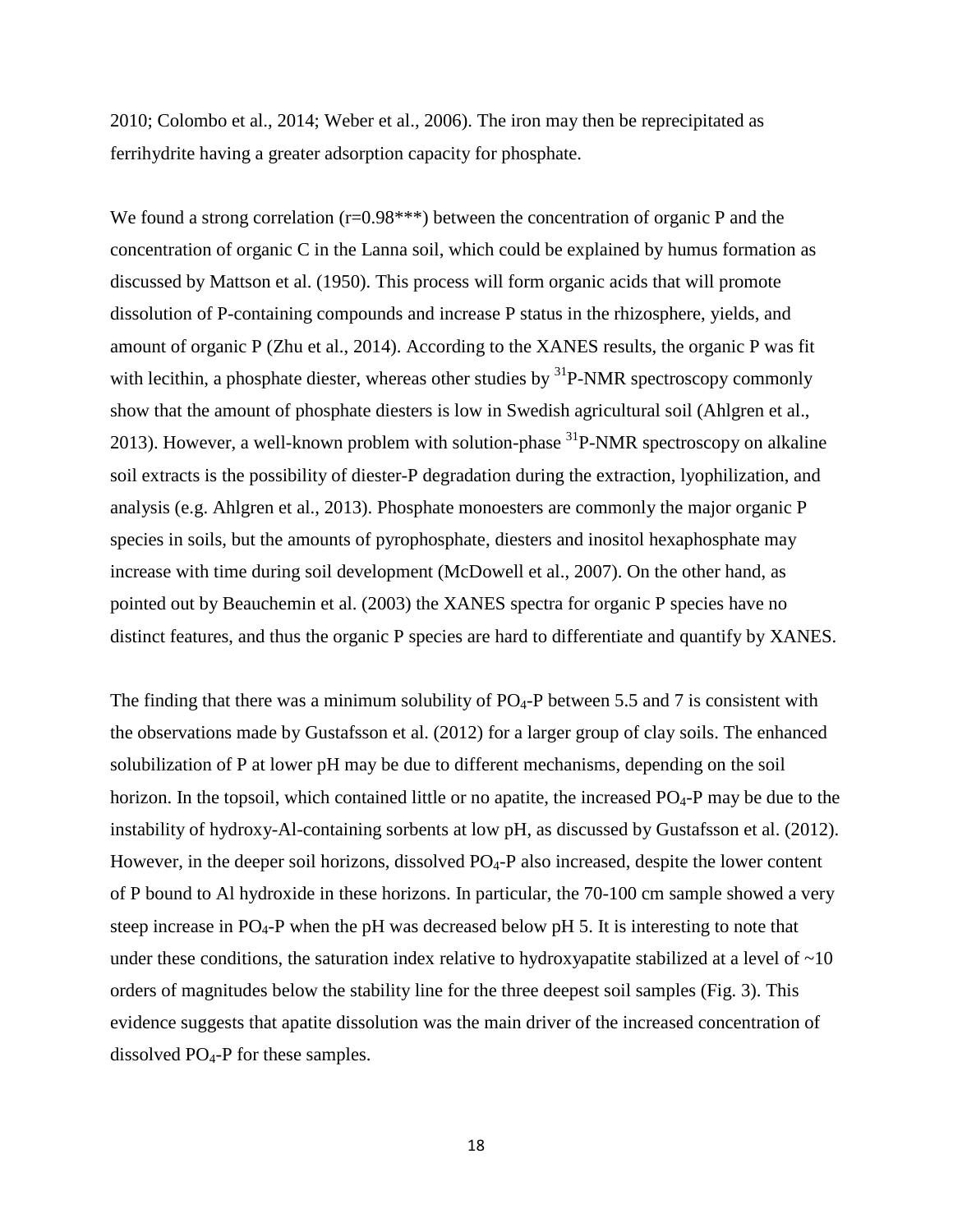2010; Colombo et al., 2014; Weber et al., 2006). The iron may then be reprecipitated as ferrihydrite having a greater adsorption capacity for phosphate.

We found a strong correlation (r=0.98***) between the concentration of organic P and the concentration of organic C in the Lanna soil, which could be explained by humus formation as discussed by Mattson et al. (1950). This process will form organic acids that will promote dissolution of P-containing compounds and increase P status in the rhizosphere, yields, and amount of organic P (Zhu et al., 2014). According to the XANES results, the organic P was fit with lecithin, a phosphate diester, whereas other studies by $^{31}$P-NMR spectroscopy commonly show that the amount of phosphate diesters is low in Swedish agricultural soil (Ahlgren et al., 2013). However, a well-known problem with solution-phase $^{31}$P-NMR spectroscopy on alkaline soil extracts is the possibility of diester-P degradation during the extraction, lyophilization, and analysis (e.g. Ahlgren et al., 2013). Phosphate monoesters are commonly the major organic P species in soils, but the amounts of pyrophosphate, diesters and inositol hexaphosphate may increase with time during soil development (McDowell et al., 2007). On the other hand, as pointed out by Beauchemin et al. (2003) the XANES spectra for organic P species have no distinct features, and thus the organic P species are hard to differentiate and quantify by XANES.

The finding that there was a minimum solubility of $PO_4$-P between 5.5 and 7 is consistent with the observations made by Gustafsson et al. (2012) for a larger group of clay soils. The enhanced solubilization of P at lower pH may be due to different mechanisms, depending on the soil horizon. In the topsoil, which contained little or no apatite, the increased $PO_4$-P may be due to the instability of hydroxy-Al-containing sorbents at low pH, as discussed by Gustafsson et al. (2012). However, in the deeper soil horizons, dissolved $PO_4$-P also increased, despite the lower content of P bound to Al hydroxide in these horizons. In particular, the 70-100 cm sample showed a very steep increase in $PO_4$-P when the pH was decreased below pH 5. It is interesting to note that under these conditions, the saturation index relative to hydroxyapatite stabilized at a level of ~10 orders of magnitudes below the stability line for the three deepest soil samples (Fig. 3). This evidence suggests that apatite dissolution was the main driver of the increased concentration of dissolved $PO_4$-P for these samples.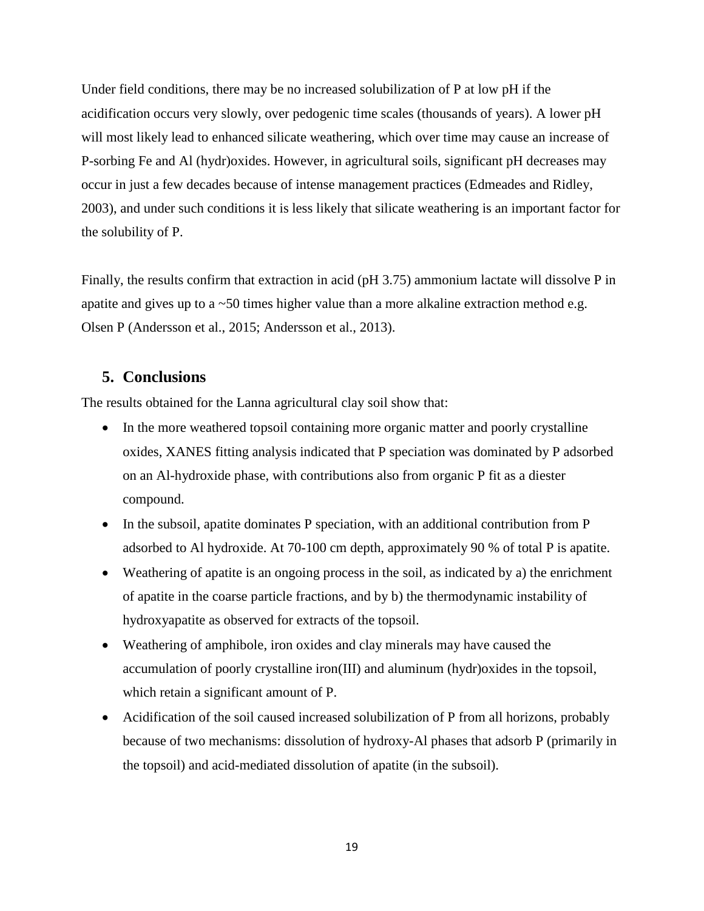Under field conditions, there may be no increased solubilization of P at low pH if the acidification occurs very slowly, over pedogenic time scales (thousands of years). A lower pH will most likely lead to enhanced silicate weathering, which over time may cause an increase of P-sorbing Fe and Al (hydr)oxides. However, in agricultural soils, significant pH decreases may occur in just a few decades because of intense management practices (Edmeades and Ridley, 2003), and under such conditions it is less likely that silicate weathering is an important factor for the solubility of P.

Finally, the results confirm that extraction in acid (pH 3.75) ammonium lactate will dissolve P in apatite and gives up to a ~50 times higher value than a more alkaline extraction method e.g. Olsen P (Andersson et al., 2015; Andersson et al., 2013).

## 5. Conclusions

The results obtained for the Lanna agricultural clay soil show that:

- In the more weathered topsoil containing more organic matter and poorly crystalline oxides, XANES fitting analysis indicated that P speciation was dominated by P adsorbed on an Al-hydroxide phase, with contributions also from organic P fit as a diester compound.
- In the subsoil, apatite dominates P speciation, with an additional contribution from P adsorbed to Al hydroxide. At 70-100 cm depth, approximately 90 % of total P is apatite.
- Weathering of apatite is an ongoing process in the soil, as indicated by a) the enrichment of apatite in the coarse particle fractions, and by b) the thermodynamic instability of hydroxyapatite as observed for extracts of the topsoil.
- Weathering of amphibole, iron oxides and clay minerals may have caused the accumulation of poorly crystalline iron(III) and aluminum (hydr)oxides in the topsoil, which retain a significant amount of P.
- Acidification of the soil caused increased solubilization of P from all horizons, probably because of two mechanisms: dissolution of hydroxy-Al phases that adsorb P (primarily in the topsoil) and acid-mediated dissolution of apatite (in the subsoil).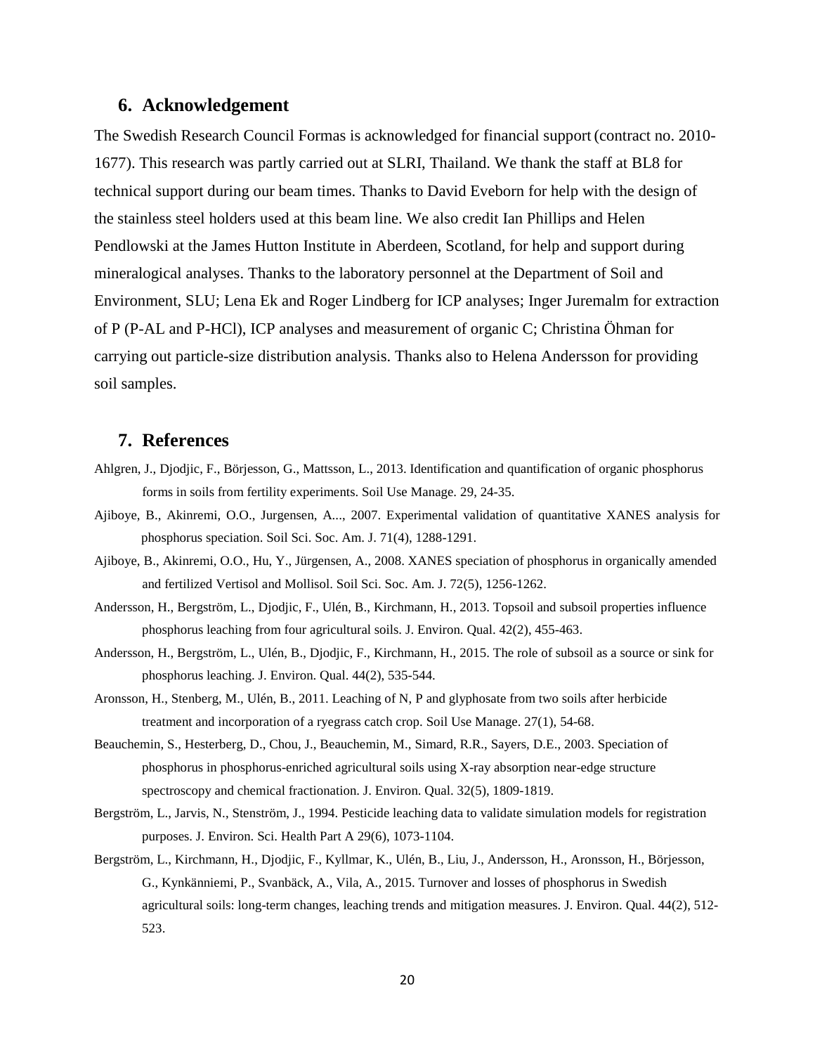## 6. Acknowledgement

The Swedish Research Council Formas is acknowledged for financial support (contract no. 2010-1677). This research was partly carried out at SLRI, Thailand. We thank the staff at BL8 for technical support during our beam times. Thanks to David Eveborn for help with the design of the stainless steel holders used at this beam line. We also credit Ian Phillips and Helen Pendlowski at the James Hutton Institute in Aberdeen, Scotland, for help and support during mineralogical analyses. Thanks to the laboratory personnel at the Department of Soil and Environment, SLU; Lena Ek and Roger Lindberg for ICP analyses; Inger Juremalm for extraction of P (P-AL and P-HCl), ICP analyses and measurement of organic C; Christina Öhman for carrying out particle-size distribution analysis. Thanks also to Helena Andersson for providing soil samples.

## 7. References

Ahlgren, J., Djodjic, F., Börjesson, G., Mattsson, L., 2013. Identification and quantification of organic phosphorus forms in soils from fertility experiments. Soil Use Manage. 29, 24-35.

Ajiboye, B., Akinremi, O.O., Jurgensen, A..., 2007. Experimental validation of quantitative XANES analysis for phosphorus speciation. Soil Sci. Soc. Am. J. 71(4), 1288-1291.

Ajiboye, B., Akinremi, O.O., Hu, Y., Jürgensen, A., 2008. XANES speciation of phosphorus in organically amended and fertilized Vertisol and Mollisol. Soil Sci. Soc. Am. J. 72(5), 1256-1262.

Andersson, H., Bergström, L., Djodjic, F., Ulén, B., Kirchmann, H., 2013. Topsoil and subsoil properties influence phosphorus leaching from four agricultural soils. J. Environ. Qual. 42(2), 455-463.

Andersson, H., Bergström, L., Ulén, B., Djodjic, F., Kirchmann, H., 2015. The role of subsoil as a source or sink for phosphorus leaching. J. Environ. Qual. 44(2), 535-544.

Aronsson, H., Stenberg, M., Ulén, B., 2011. Leaching of N, P and glyphosate from two soils after herbicide treatment and incorporation of a ryegrass catch crop. Soil Use Manage. 27(1), 54-68.

Beauchemin, S., Hesterberg, D., Chou, J., Beauchemin, M., Simard, R.R., Sayers, D.E., 2003. Speciation of phosphorus in phosphorus-enriched agricultural soils using X-ray absorption near-edge structure spectroscopy and chemical fractionation. J. Environ. Qual. 32(5), 1809-1819.

Bergström, L., Jarvis, N., Stenström, J., 1994. Pesticide leaching data to validate simulation models for registration purposes. J. Environ. Sci. Health Part A 29(6), 1073-1104.

Bergström, L., Kirchmann, H., Djodjic, F., Kyllmar, K., Ulén, B., Liu, J., Andersson, H., Aronsson, H., Börjesson, G., Kynkänniemi, P., Svanbäck, A., Vila, A., 2015. Turnover and losses of phosphorus in Swedish agricultural soils: long-term changes, leaching trends and mitigation measures. J. Environ. Qual. 44(2), 512-523.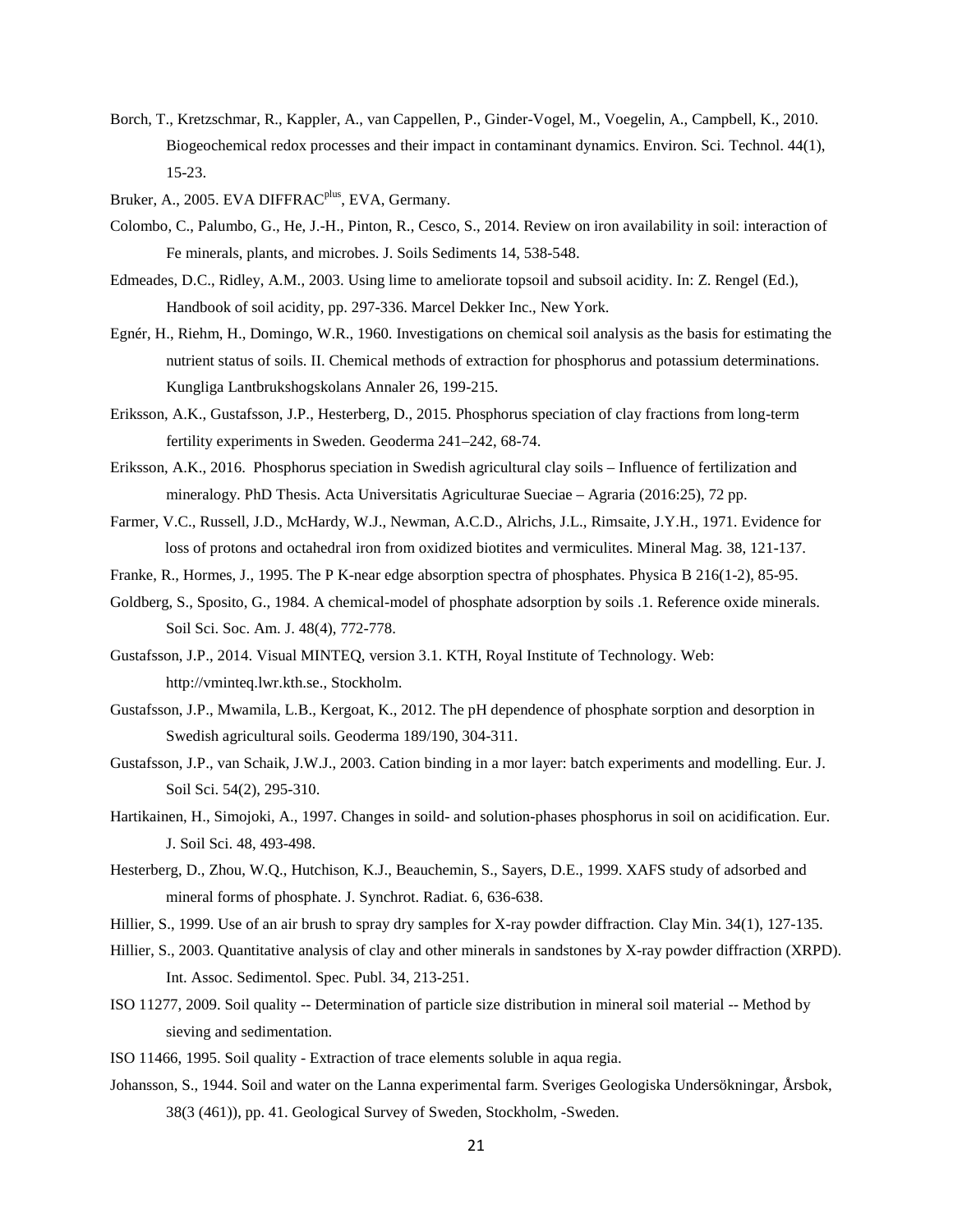Borch, T., Kretzschmar, R., Kappler, A., van Cappellen, P., Ginder-Vogel, M., Voegelin, A., Campbell, K., 2010. Biogeochemical redox processes and their impact in contaminant dynamics. Environ. Sci. Technol. 44(1), 15-23.

Bruker, A., 2005. EVA DIFFRAC$^{plus}$, EVA, Germany.

Colombo, C., Palumbo, G., He, J.-H., Pinton, R., Cesco, S., 2014. Review on iron availability in soil: interaction of Fe minerals, plants, and microbes. J. Soils Sediments 14, 538-548.

Edmeades, D.C., Ridley, A.M., 2003. Using lime to ameliorate topsoil and subsoil acidity. In: Z. Rengel (Ed.), Handbook of soil acidity, pp. 297-336. Marcel Dekker Inc., New York.

Egnér, H., Riehm, H., Domingo, W.R., 1960. Investigations on chemical soil analysis as the basis for estimating the nutrient status of soils. II. Chemical methods of extraction for phosphorus and potassium determinations. Kungliga Lantbrukshogskolans Annaler 26, 199-215.

Eriksson, A.K., Gustafsson, J.P., Hesterberg, D., 2015. Phosphorus speciation of clay fractions from long-term fertility experiments in Sweden. Geoderma 241–242, 68-74.

Eriksson, A.K., 2016. Phosphorus speciation in Swedish agricultural clay soils – Influence of fertilization and mineralogy. PhD Thesis. Acta Universitatis Agriculturae Sueciae – Agraria (2016:25), 72 pp.

Farmer, V.C., Russell, J.D., McHardy, W.J., Newman, A.C.D., Alrichs, J.L., Rimsaite, J.Y.H., 1971. Evidence for loss of protons and octahedral iron from oxidized biotites and vermiculites. Mineral Mag. 38, 121-137.

Franke, R., Hormes, J., 1995. The P K-near edge absorption spectra of phosphates. Physica B 216(1-2), 85-95.

Goldberg, S., Sposito, G., 1984. A chemical-model of phosphate adsorption by soils .1. Reference oxide minerals. Soil Sci. Soc. Am. J. 48(4), 772-778.

Gustafsson, J.P., 2014. Visual MINTEQ, version 3.1. KTH, Royal Institute of Technology. Web: http://vminteq.lwr.kth.se., Stockholm.

Gustafsson, J.P., Mwamila, L.B., Kergoat, K., 2012. The pH dependence of phosphate sorption and desorption in Swedish agricultural soils. Geoderma 189/190, 304-311.

Gustafsson, J.P., van Schaik, J.W.J., 2003. Cation binding in a mor layer: batch experiments and modelling. Eur. J. Soil Sci. 54(2), 295-310.

Hartikainen, H., Simojoki, A., 1997. Changes in soild- and solution-phases phosphorus in soil on acidification. Eur. J. Soil Sci. 48, 493-498.

Hesterberg, D., Zhou, W.Q., Hutchison, K.J., Beauchemin, S., Sayers, D.E., 1999. XAFS study of adsorbed and mineral forms of phosphate. J. Synchrot. Radiat. 6, 636-638.

Hillier, S., 1999. Use of an air brush to spray dry samples for X-ray powder diffraction. Clay Min. 34(1), 127-135.

Hillier, S., 2003. Quantitative analysis of clay and other minerals in sandstones by X-ray powder diffraction (XRPD). Int. Assoc. Sedimentol. Spec. Publ. 34, 213-251.

ISO 11277, 2009. Soil quality -- Determination of particle size distribution in mineral soil material -- Method by sieving and sedimentation.

ISO 11466, 1995. Soil quality - Extraction of trace elements soluble in aqua regia.

Johansson, S., 1944. Soil and water on the Lanna experimental farm. Sveriges Geologiska Undersökningar, Årsbok, 38(3 (461)), pp. 41. Geological Survey of Sweden, Stockholm, -Sweden.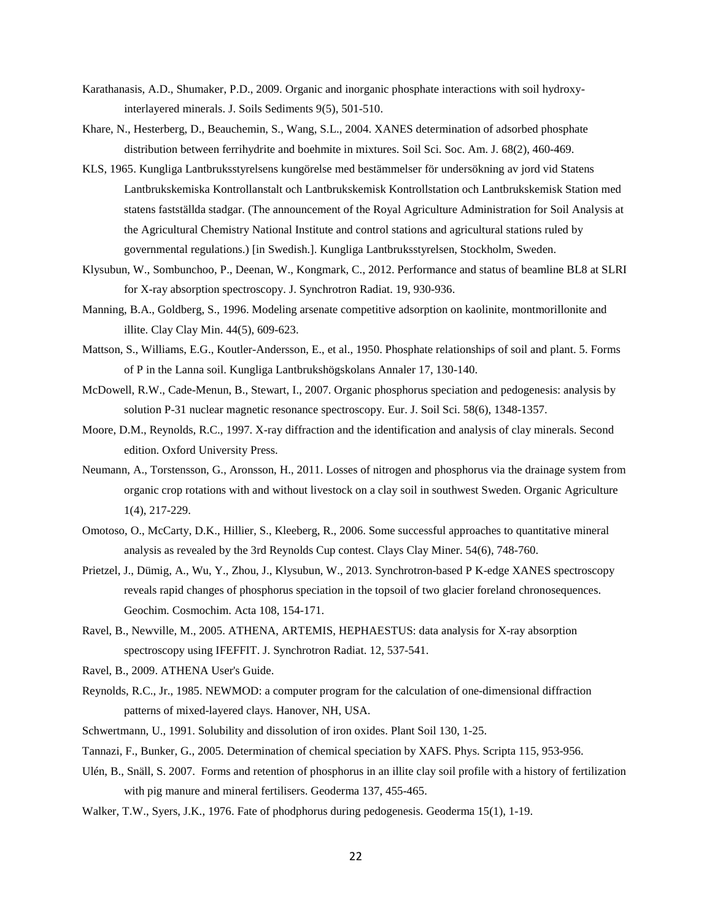Karathanasis, A.D., Shumaker, P.D., 2009. Organic and inorganic phosphate interactions with soil hydroxy-interlayered minerals. J. Soils Sediments 9(5), 501-510.

Khare, N., Hesterberg, D., Beauchemin, S., Wang, S.L., 2004. XANES determination of adsorbed phosphate distribution between ferrihydrite and boehmite in mixtures. Soil Sci. Soc. Am. J. 68(2), 460-469.

KLS, 1965. Kungliga Lantbruksstyrelsens kungörelse med bestämmelser för undersökning av jord vid Statens Lantbrukskemiska Kontrollanstalt och Lantbrukskemisk Kontrollstation och Lantbrukskemisk Station med statens fastställda stadgar. (The announcement of the Royal Agriculture Administration for Soil Analysis at the Agricultural Chemistry National Institute and control stations and agricultural stations ruled by governmental regulations.) [in Swedish.]. Kungliga Lantbruksstyrelsen, Stockholm, Sweden.

Klysubun, W., Sombunchoo, P., Deenan, W., Kongmark, C., 2012. Performance and status of beamline BL8 at SLRI for X-ray absorption spectroscopy. J. Synchrotron Radiat. 19, 930-936.

Manning, B.A., Goldberg, S., 1996. Modeling arsenate competitive adsorption on kaolinite, montmorillonite and illite. Clay Clay Min. 44(5), 609-623.

Mattson, S., Williams, E.G., Koutler-Andersson, E., et al., 1950. Phosphate relationships of soil and plant. 5. Forms of P in the Lanna soil. Kungliga Lantbrukshögskolans Annaler 17, 130-140.

McDowell, R.W., Cade-Menun, B., Stewart, I., 2007. Organic phosphorus speciation and pedogenesis: analysis by solution P-31 nuclear magnetic resonance spectroscopy. Eur. J. Soil Sci. 58(6), 1348-1357.

Moore, D.M., Reynolds, R.C., 1997. X-ray diffraction and the identification and analysis of clay minerals. Second edition. Oxford University Press.

Neumann, A., Torstensson, G., Aronsson, H., 2011. Losses of nitrogen and phosphorus via the drainage system from organic crop rotations with and without livestock on a clay soil in southwest Sweden. Organic Agriculture 1(4), 217-229.

Omotoso, O., McCarty, D.K., Hillier, S., Kleeberg, R., 2006. Some successful approaches to quantitative mineral analysis as revealed by the 3rd Reynolds Cup contest. Clays Clay Miner. 54(6), 748-760.

Prietzel, J., Dümig, A., Wu, Y., Zhou, J., Klysubun, W., 2013. Synchrotron-based P K-edge XANES spectroscopy reveals rapid changes of phosphorus speciation in the topsoil of two glacier foreland chronosequences. Geochim. Cosmochim. Acta 108, 154-171.

Ravel, B., Newville, M., 2005. ATHENA, ARTEMIS, HEPHAESTUS: data analysis for X-ray absorption spectroscopy using IFEFFIT. J. Synchrotron Radiat. 12, 537-541.

Ravel, B., 2009. ATHENA User's Guide.

Reynolds, R.C., Jr., 1985. NEWMOD: a computer program for the calculation of one-dimensional diffraction patterns of mixed-layered clays. Hanover, NH, USA.

Schwertmann, U., 1991. Solubility and dissolution of iron oxides. Plant Soil 130, 1-25.

Tannazi, F., Bunker, G., 2005. Determination of chemical speciation by XAFS. Phys. Scripta 115, 953-956.

Ulén, B., Snäll, S. 2007. Forms and retention of phosphorus in an illite clay soil profile with a history of fertilization with pig manure and mineral fertilisers. Geoderma 137, 455-465.

Walker, T.W., Syers, J.K., 1976. Fate of phodphorus during pedogenesis. Geoderma 15(1), 1-19.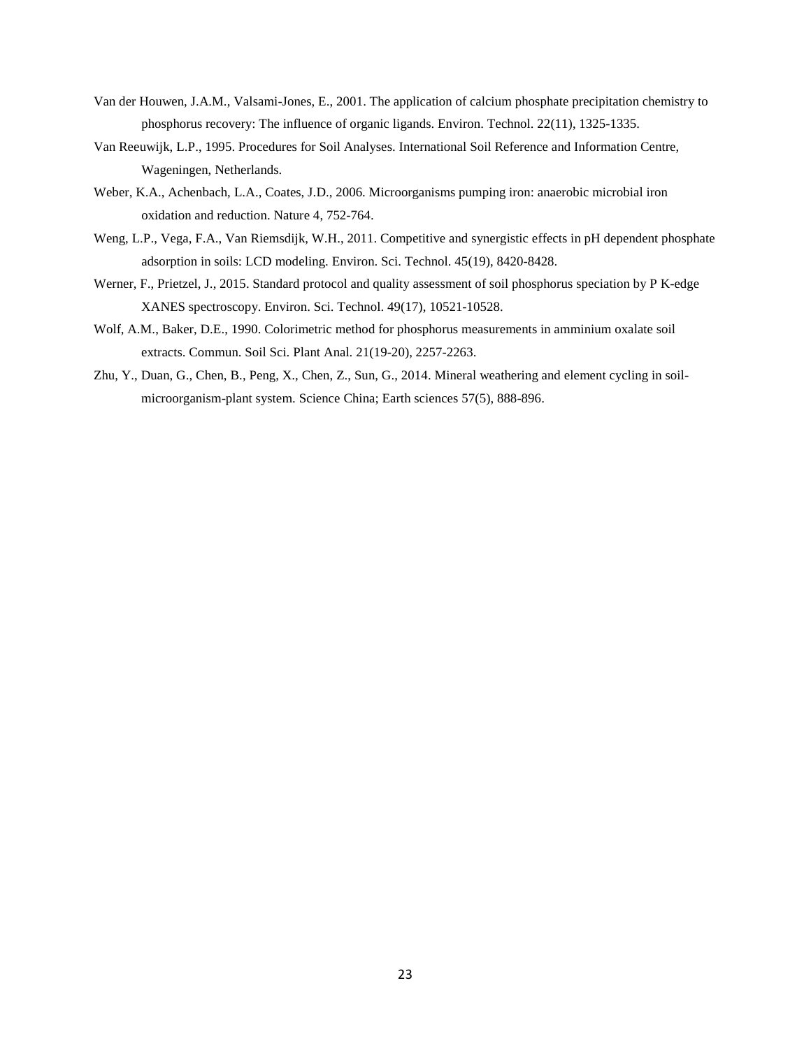Van der Houwen, J.A.M., Valsami-Jones, E., 2001. The application of calcium phosphate precipitation chemistry to phosphorus recovery: The influence of organic ligands. Environ. Technol. 22(11), 1325-1335.

Van Reeuwijk, L.P., 1995. Procedures for Soil Analyses. International Soil Reference and Information Centre, Wageningen, Netherlands.

Weber, K.A., Achenbach, L.A., Coates, J.D., 2006. Microorganisms pumping iron: anaerobic microbial iron oxidation and reduction. Nature 4, 752-764.

Weng, L.P., Vega, F.A., Van Riemsdijk, W.H., 2011. Competitive and synergistic effects in pH dependent phosphate adsorption in soils: LCD modeling. Environ. Sci. Technol. 45(19), 8420-8428.

Werner, F., Prietzel, J., 2015. Standard protocol and quality assessment of soil phosphorus speciation by P K-edge XANES spectroscopy. Environ. Sci. Technol. 49(17), 10521-10528.

Wolf, A.M., Baker, D.E., 1990. Colorimetric method for phosphorus measurements in amminium oxalate soil extracts. Commun. Soil Sci. Plant Anal. 21(19-20), 2257-2263.

Zhu, Y., Duan, G., Chen, B., Peng, X., Chen, Z., Sun, G., 2014. Mineral weathering and element cycling in soil-microorganism-plant system. Science China; Earth sciences 57(5), 888-896.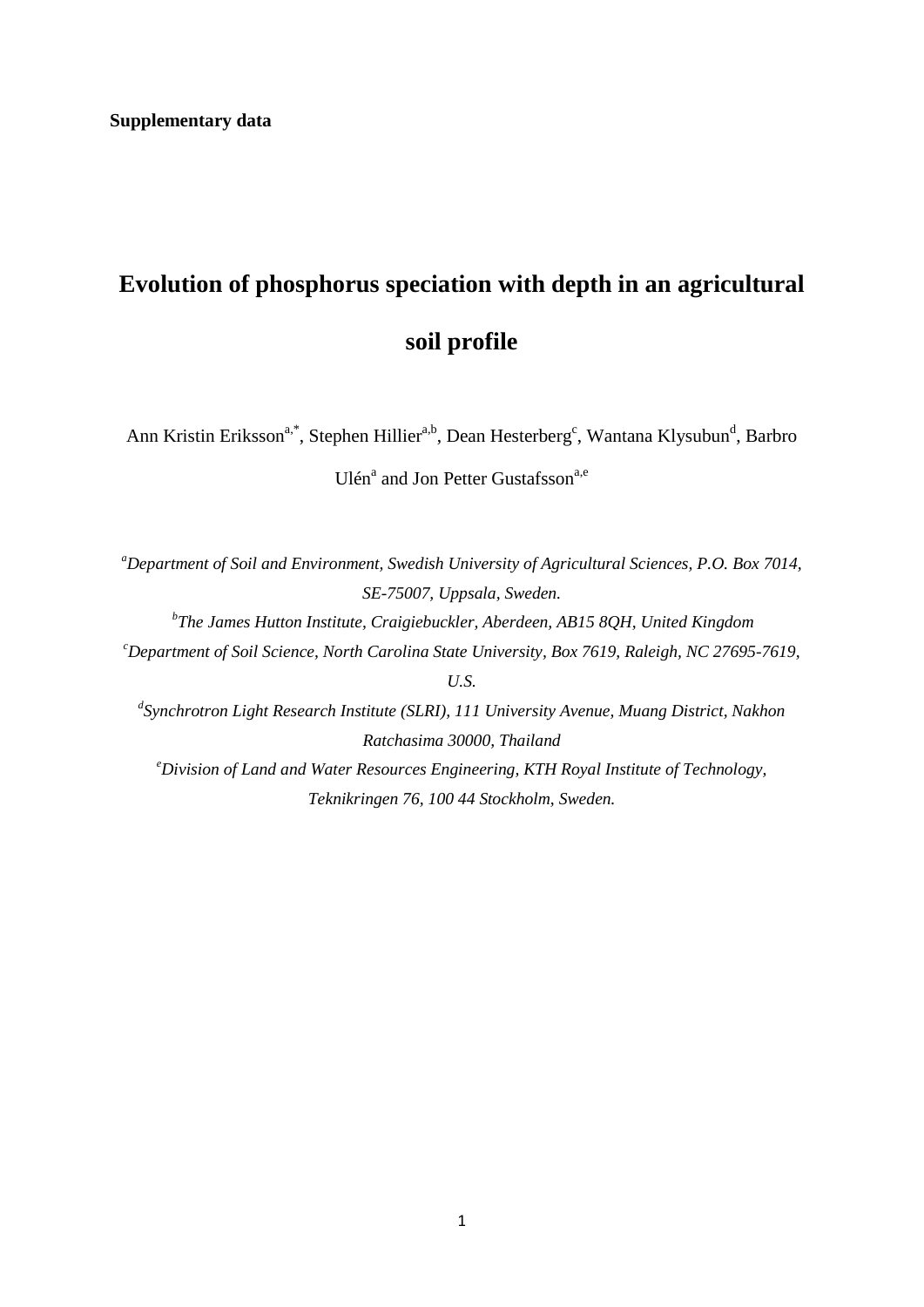**Supplementary data**

# Evolution of phosphorus speciation with depth in an agricultural soil profile

Ann Kristin Eriksson[a,*], Stephen Hillier[a,b], Dean Hesterberg[c], Wantana Klysubun[d], Barbro Ulén[a] and Jon Petter Gustafsson[a,e]

[a]*Department of Soil and Environment, Swedish University of Agricultural Sciences, P.O. Box 7014, SE-75007, Uppsala, Sweden.*

[b]*The James Hutton Institute, Craigiebuckler, Aberdeen, AB15 8QH, United Kingdom*

[c]*Department of Soil Science, North Carolina State University, Box 7619, Raleigh, NC 27695-7619, U.S.*

[d]*Synchrotron Light Research Institute (SLRI), 111 University Avenue, Muang District, Nakhon Ratchasima 30000, Thailand*

[e]*Division of Land and Water Resources Engineering, KTH Royal Institute of Technology, Teknikringen 76, 100 44 Stockholm, Sweden.*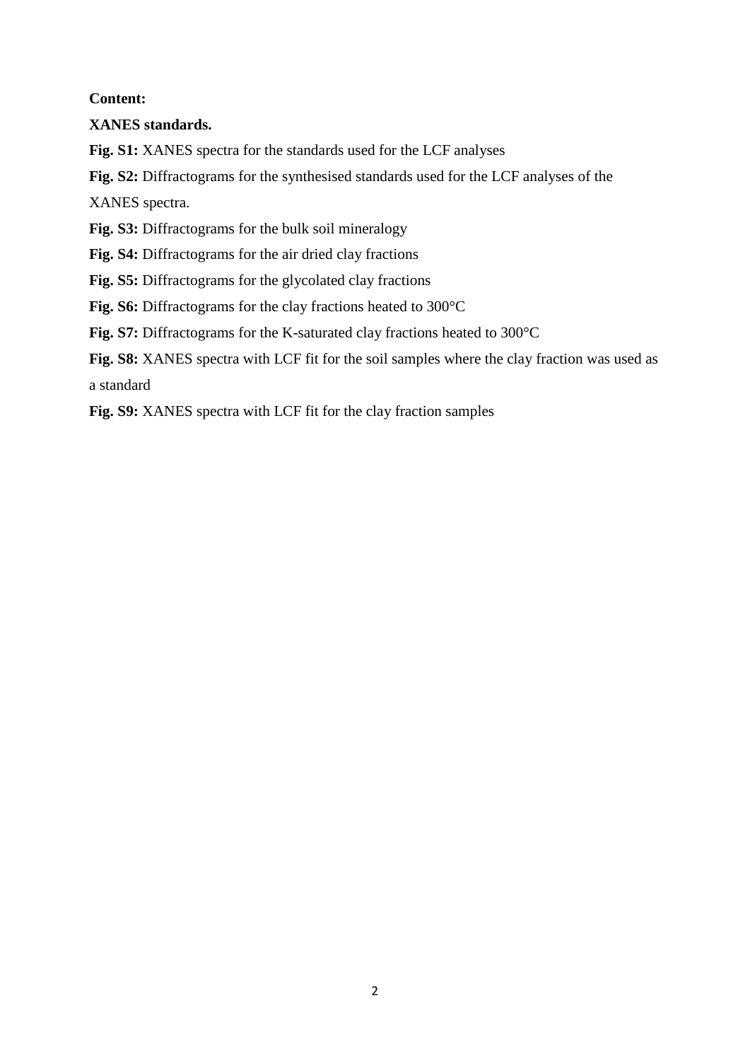**Content:**

**XANES standards.**

**Fig. S1:** XANES spectra for the standards used for the LCF analyses

**Fig. S2:** Diffractograms for the synthesised standards used for the LCF analyses of the XANES spectra.

**Fig. S3:** Diffractograms for the bulk soil mineralogy

**Fig. S4:** Diffractograms for the air dried clay fractions

**Fig. S5:** Diffractograms for the glycolated clay fractions

**Fig. S6:** Diffractograms for the clay fractions heated to 300°C

**Fig. S7:** Diffractograms for the K-saturated clay fractions heated to 300°C

**Fig. S8:** XANES spectra with LCF fit for the soil samples where the clay fraction was used as a standard

**Fig. S9:** XANES spectra with LCF fit for the clay fraction samples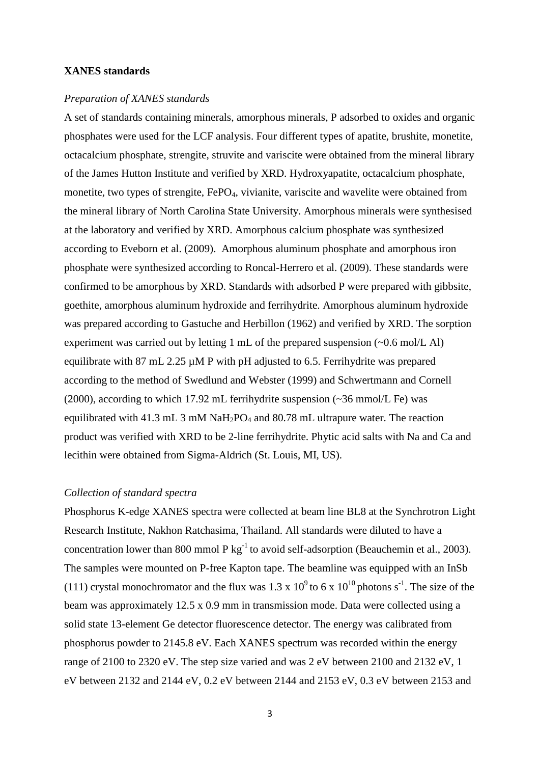**XANES standards**

*Preparation of XANES standards*

A set of standards containing minerals, amorphous minerals, P adsorbed to oxides and organic phosphates were used for the LCF analysis. Four different types of apatite, brushite, monetite, octacalcium phosphate, strengite, struvite and variscite were obtained from the mineral library of the James Hutton Institute and verified by XRD. Hydroxyapatite, octacalcium phosphate, monetite, two types of strengite, $FePO_4$, vivianite, variscite and wavelite were obtained from the mineral library of North Carolina State University. Amorphous minerals were synthesised at the laboratory and verified by XRD. Amorphous calcium phosphate was synthesized according to Eveborn et al. (2009). Amorphous aluminum phosphate and amorphous iron phosphate were synthesized according to Roncal-Herrero et al. (2009). These standards were confirmed to be amorphous by XRD. Standards with adsorbed P were prepared with gibbsite, goethite, amorphous aluminum hydroxide and ferrihydrite. Amorphous aluminum hydroxide was prepared according to Gastuche and Herbillon (1962) and verified by XRD. The sorption experiment was carried out by letting 1 mL of the prepared suspension (~0.6 mol/L Al) equilibrate with 87 mL 2.25 µM P with pH adjusted to 6.5. Ferrihydrite was prepared according to the method of Swedlund and Webster (1999) and Schwertmann and Cornell (2000), according to which 17.92 mL ferrihydrite suspension (~36 mmol/L Fe) was equilibrated with 41.3 mL 3 mM $NaH_2PO_4$ and 80.78 mL ultrapure water. The reaction product was verified with XRD to be 2-line ferrihydrite. Phytic acid salts with Na and Ca and lecithin were obtained from Sigma-Aldrich (St. Louis, MI, US).

*Collection of standard spectra*

Phosphorus K-edge XANES spectra were collected at beam line BL8 at the Synchrotron Light Research Institute, Nakhon Ratchasima, Thailand. All standards were diluted to have a concentration lower than 800 mmol P $kg^{-1}$ to avoid self-adsorption (Beauchemin et al., 2003). The samples were mounted on P-free Kapton tape. The beamline was equipped with an InSb (111) crystal monochromator and the flux was $1.3 \times 10^9$ to $6 \times 10^{10}$ photons $s^{-1}$. The size of the beam was approximately 12.5 x 0.9 mm in transmission mode. Data were collected using a solid state 13-element Ge detector fluorescence detector. The energy was calibrated from phosphorus powder to 2145.8 eV. Each XANES spectrum was recorded within the energy range of 2100 to 2320 eV. The step size varied and was 2 eV between 2100 and 2132 eV, 1 eV between 2132 and 2144 eV, 0.2 eV between 2144 and 2153 eV, 0.3 eV between 2153 and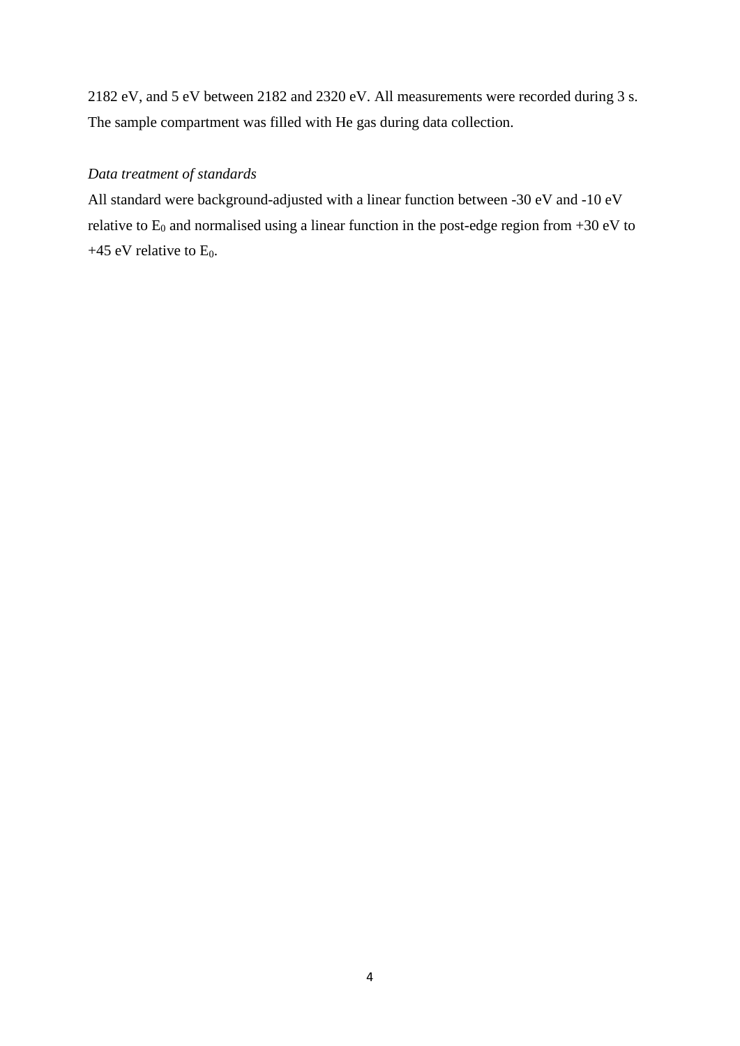2182 eV, and 5 eV between 2182 and 2320 eV. All measurements were recorded during 3 s. The sample compartment was filled with He gas during data collection.

*Data treatment of standards*

All standard were background-adjusted with a linear function between -30 eV and -10 eV relative to $E_0$ and normalised using a linear function in the post-edge region from +30 eV to +45 eV relative to $E_0$.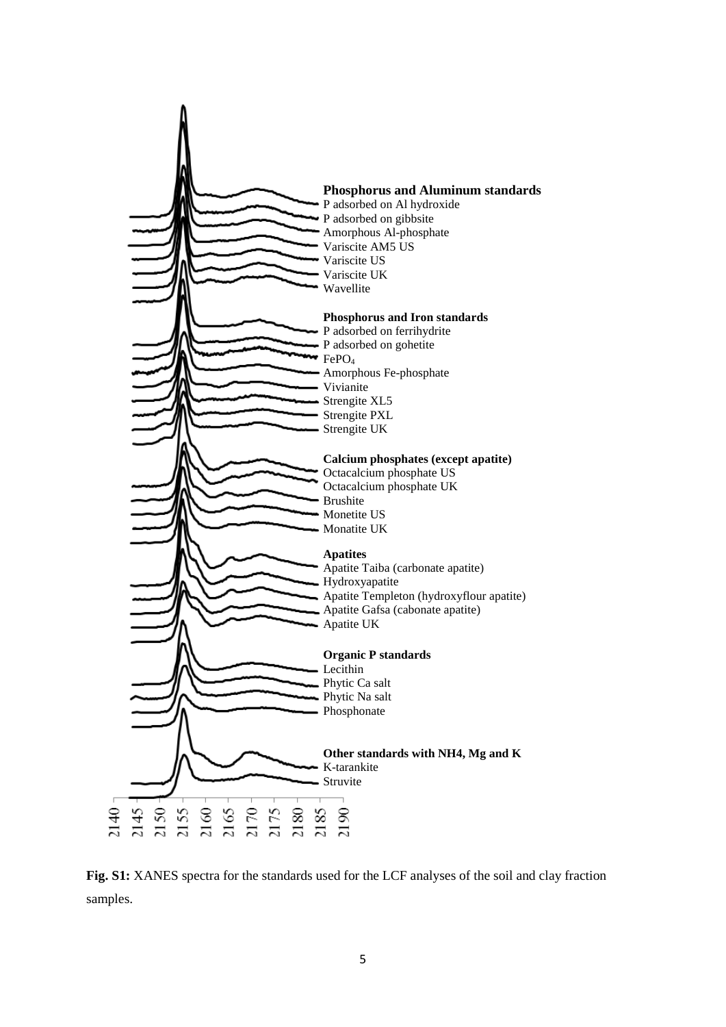**Phosphorus and Aluminum standards**
P adsorbed on Al hydroxide
P adsorbed on gibbsite
Amorphous Al-phosphate
Variscite AM5 US
Variscite US
Variscite UK
Wavellite

**Phosphorus and Iron standards**
P adsorbed on ferrihydrite
P adsorbed on gohetite
$FePO_4$
Amorphous Fe-phosphate
Vivianite
Strengite XL5
Strengite PXL
Strengite UK

**Calcium phosphates (except apatite)**
Octacalcium phosphate US
Octacalcium phosphate UK
Brushite
Monetite US
Monatite UK

**Apatites**
Apatite Taiba (carbonate apatite)
Hydroxyapatite
Apatite Templeton (hydroxyflour apatite)
Apatite Gafsa (cabonate apatite)
Apatite UK

**Organic P standards**
Lecithin
Phytic Ca salt
Phytic Na salt
Phosphonate

**Other standards with NH4, Mg and K**
K-tarankite
Struvite

2140 2145 2150 2155 2160 2165 2170 2175 2180 2185 2190

**Fig. S1:** XANES spectra for the standards used for the LCF analyses of the soil and clay fraction samples.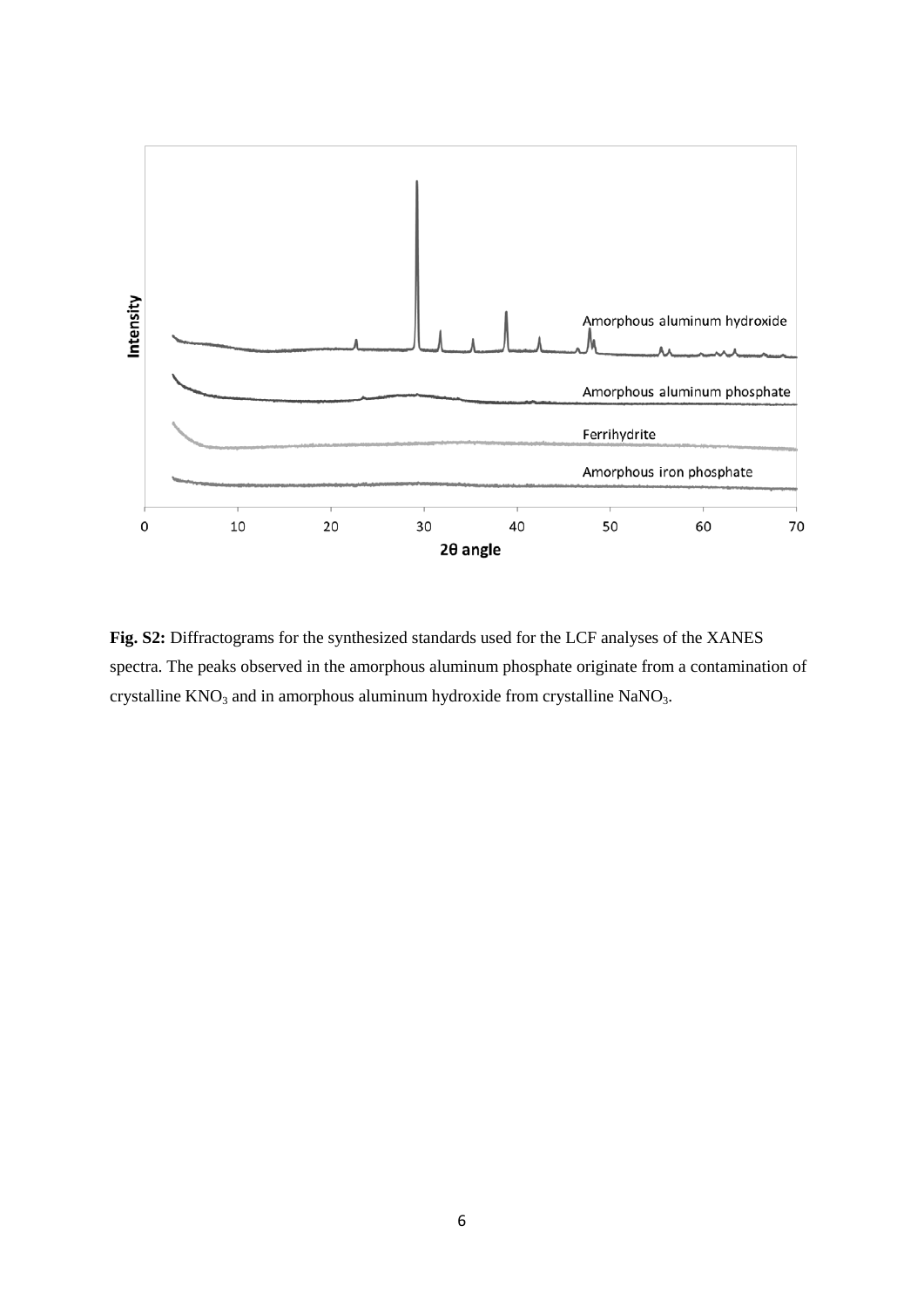**Fig. S2:** Diffractograms for the synthesized standards used for the LCF analyses of the XANES spectra. The peaks observed in the amorphous aluminum phosphate originate from a contamination of crystalline $KNO_3$ and in amorphous aluminum hydroxide from crystalline $NaNO_3$.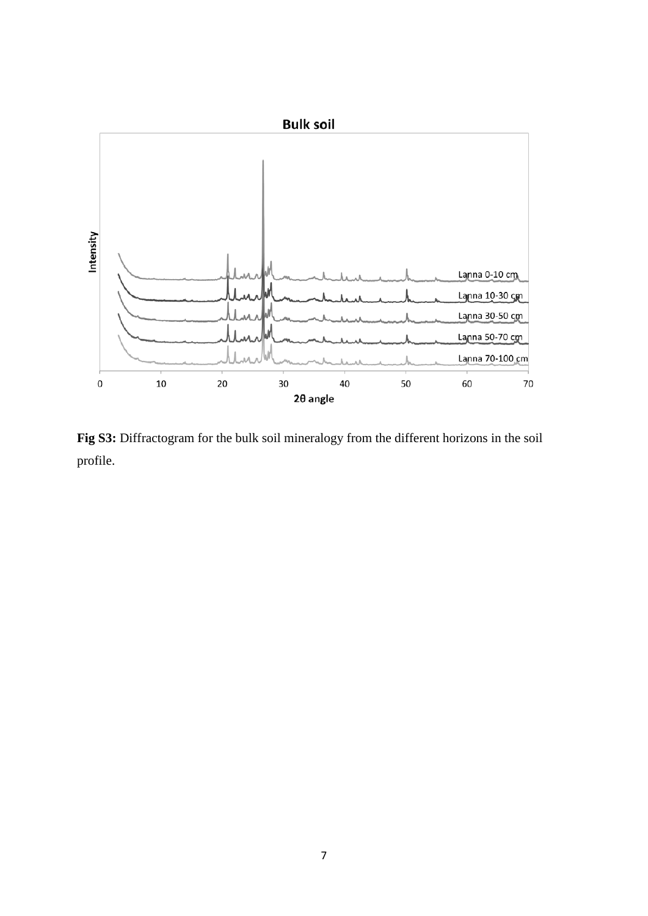**Fig S3:** Diffractogram for the bulk soil mineralogy from the different horizons in the soil profile.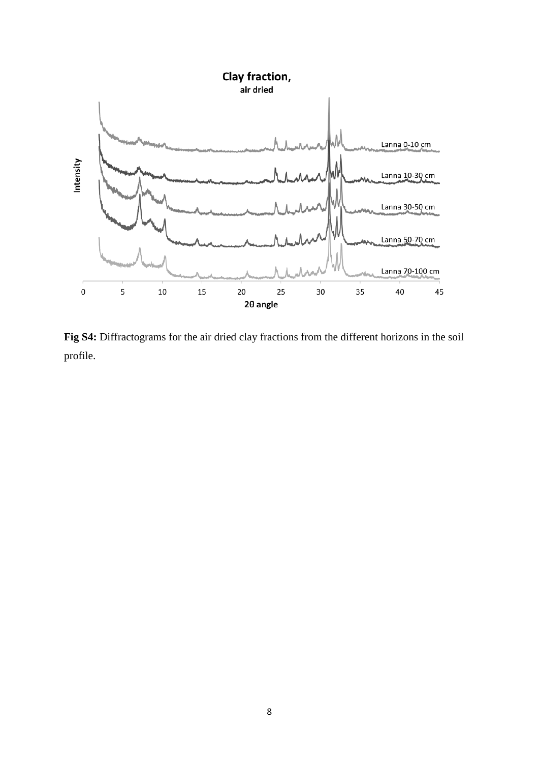**Fig S4:** Diffractograms for the air dried clay fractions from the different horizons in the soil profile.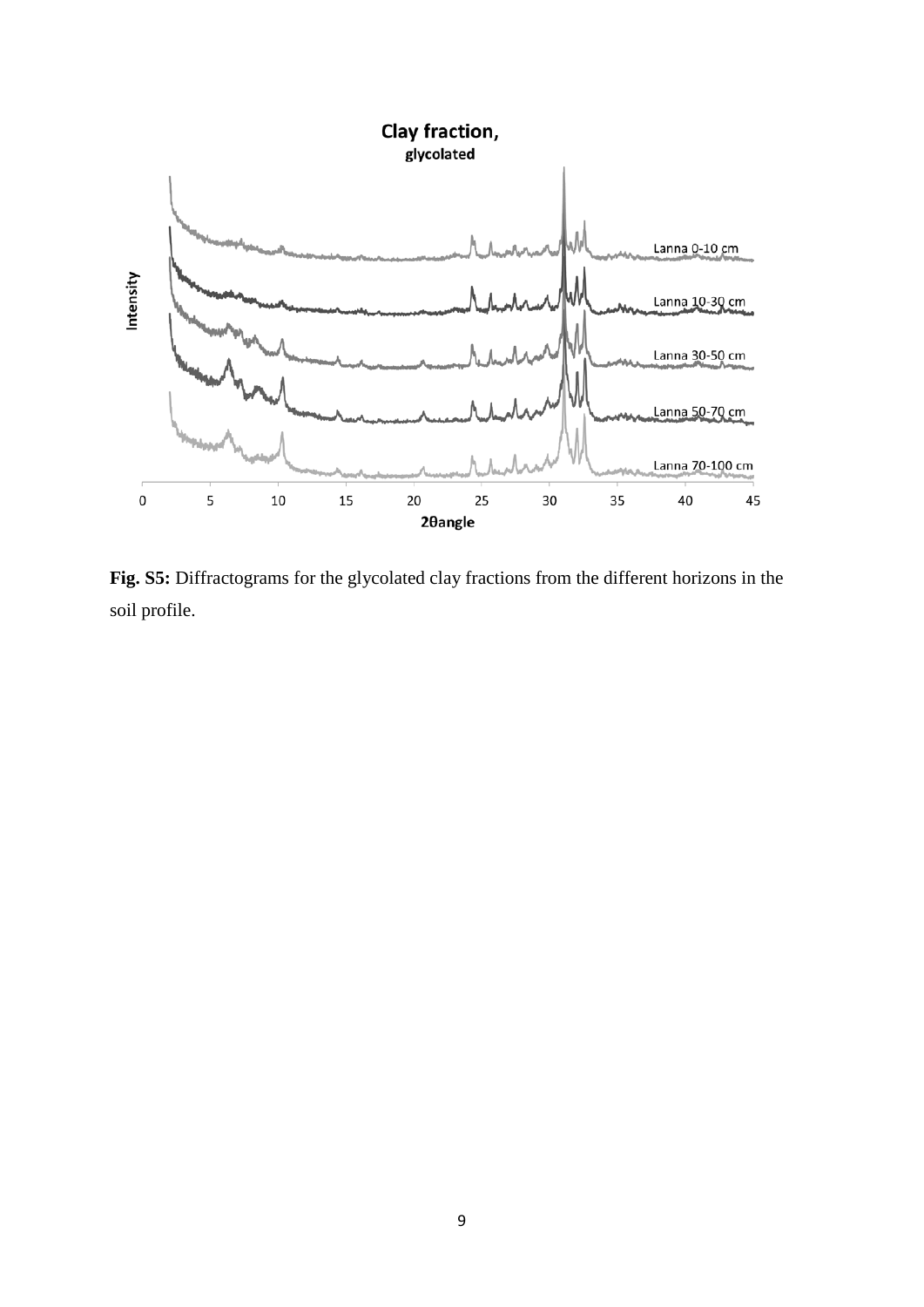**Fig. S5:** Diffractograms for the glycolated clay fractions from the different horizons in the soil profile.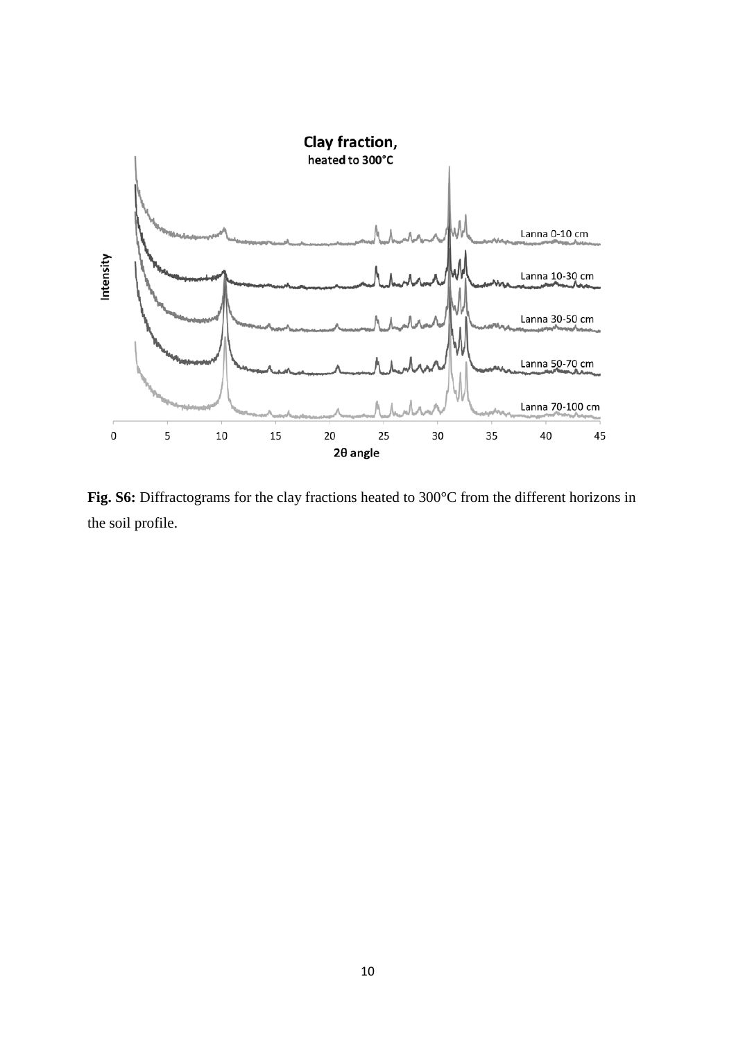**Fig. S6:** Diffractograms for the clay fractions heated to 300°C from the different horizons in the soil profile.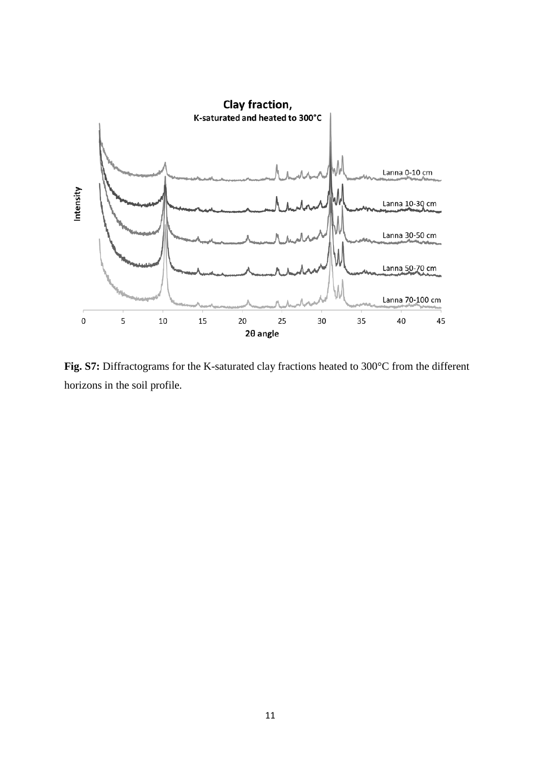**Fig. S7:** Diffractograms for the K-saturated clay fractions heated to 300°C from the different horizons in the soil profile.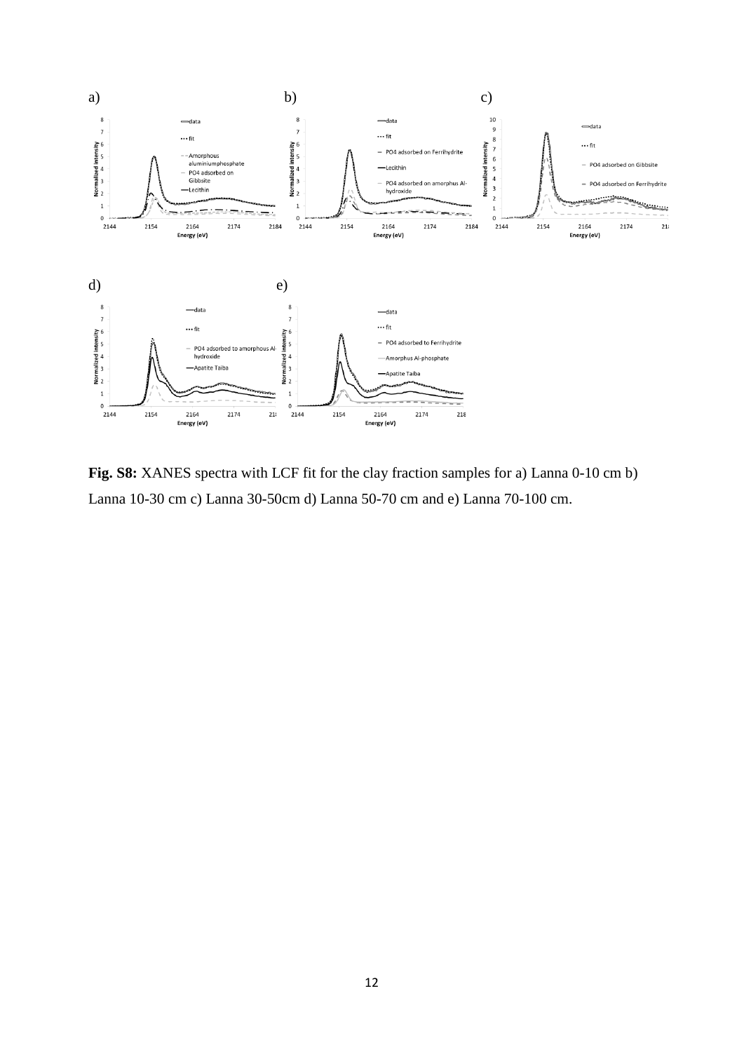**Fig. S8:** XANES spectra with LCF fit for the clay fraction samples for a) Lanna 0-10 cm b) Lanna 10-30 cm c) Lanna 30-50cm d) Lanna 50-70 cm and e) Lanna 70-100 cm.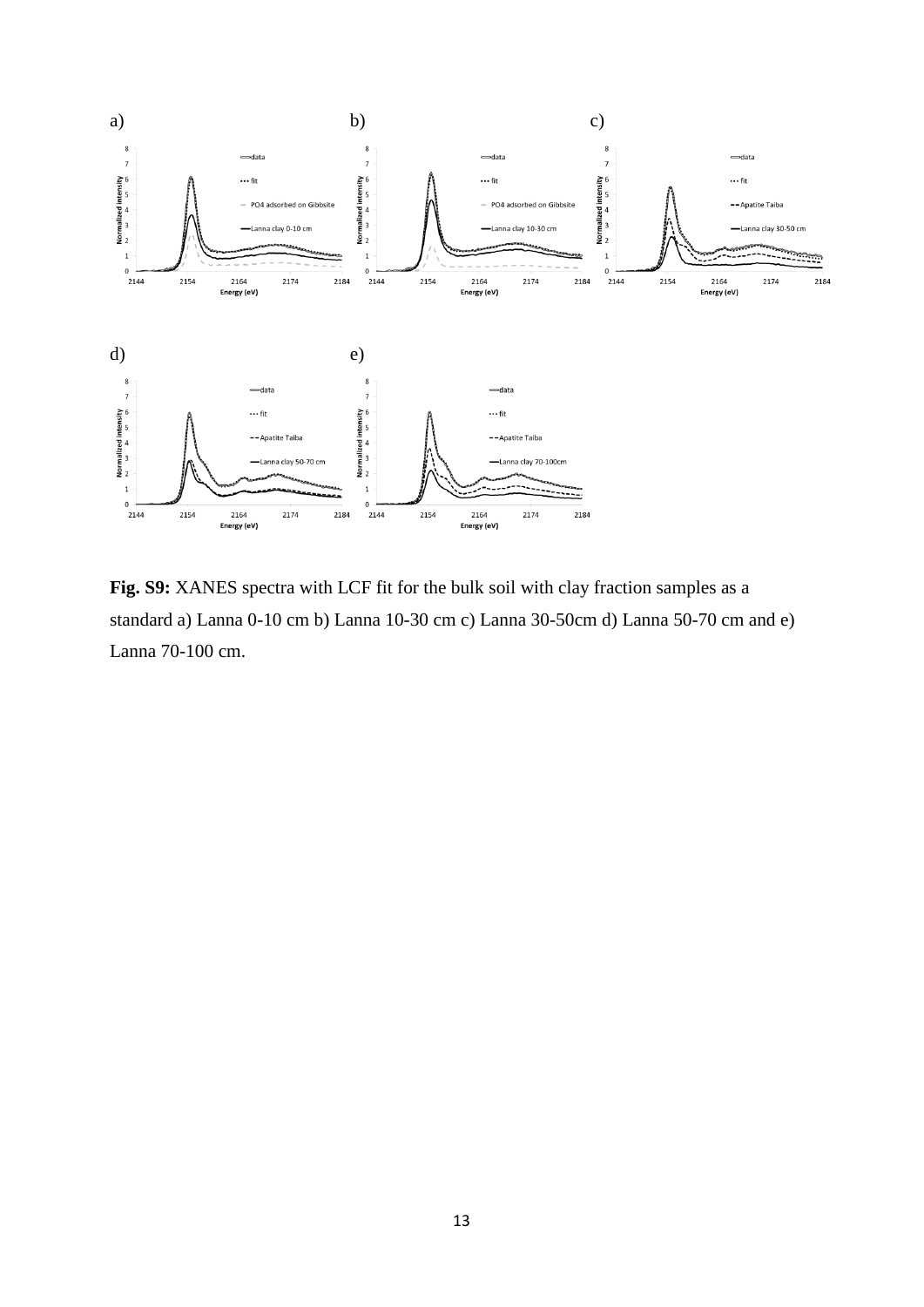**Fig. S9:** XANES spectra with LCF fit for the bulk soil with clay fraction samples as a standard a) Lanna 0-10 cm b) Lanna 10-30 cm c) Lanna 30-50cm d) Lanna 50-70 cm and e) Lanna 70-100 cm.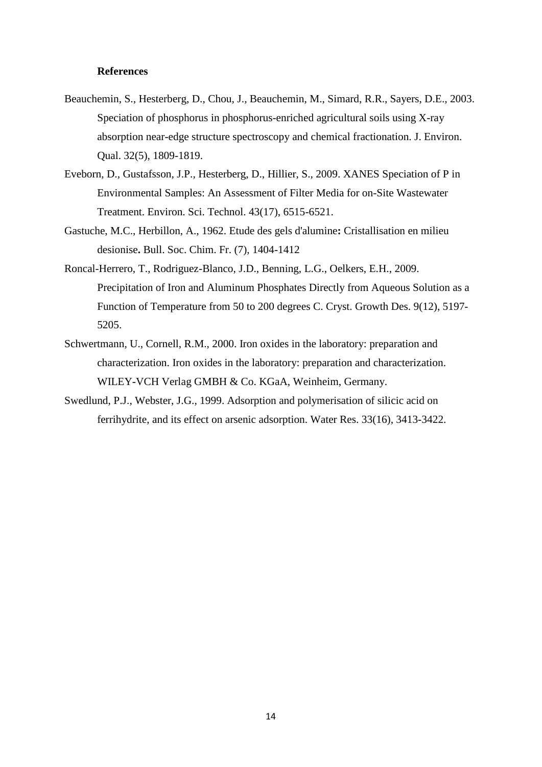**References**

Beauchemin, S., Hesterberg, D., Chou, J., Beauchemin, M., Simard, R.R., Sayers, D.E., 2003. Speciation of phosphorus in phosphorus-enriched agricultural soils using X-ray absorption near-edge structure spectroscopy and chemical fractionation. J. Environ. Qual. 32(5), 1809-1819.

Eveborn, D., Gustafsson, J.P., Hesterberg, D., Hillier, S., 2009. XANES Speciation of P in Environmental Samples: An Assessment of Filter Media for on-Site Wastewater Treatment. Environ. Sci. Technol. 43(17), 6515-6521.

Gastuche, M.C., Herbillon, A., 1962. Etude des gels d'alumine**:** Cristallisation en milieu desionise**.** Bull. Soc. Chim. Fr. (7), 1404-1412

Roncal-Herrero, T., Rodriguez-Blanco, J.D., Benning, L.G., Oelkers, E.H., 2009. Precipitation of Iron and Aluminum Phosphates Directly from Aqueous Solution as a Function of Temperature from 50 to 200 degrees C. Cryst. Growth Des. 9(12), 5197-5205.

Schwertmann, U., Cornell, R.M., 2000. Iron oxides in the laboratory: preparation and characterization. Iron oxides in the laboratory: preparation and characterization. WILEY-VCH Verlag GMBH & Co. KGaA, Weinheim, Germany.

Swedlund, P.J., Webster, J.G., 1999. Adsorption and polymerisation of silicic acid on ferrihydrite, and its effect on arsenic adsorption. Water Res. 33(16), 3413-3422.